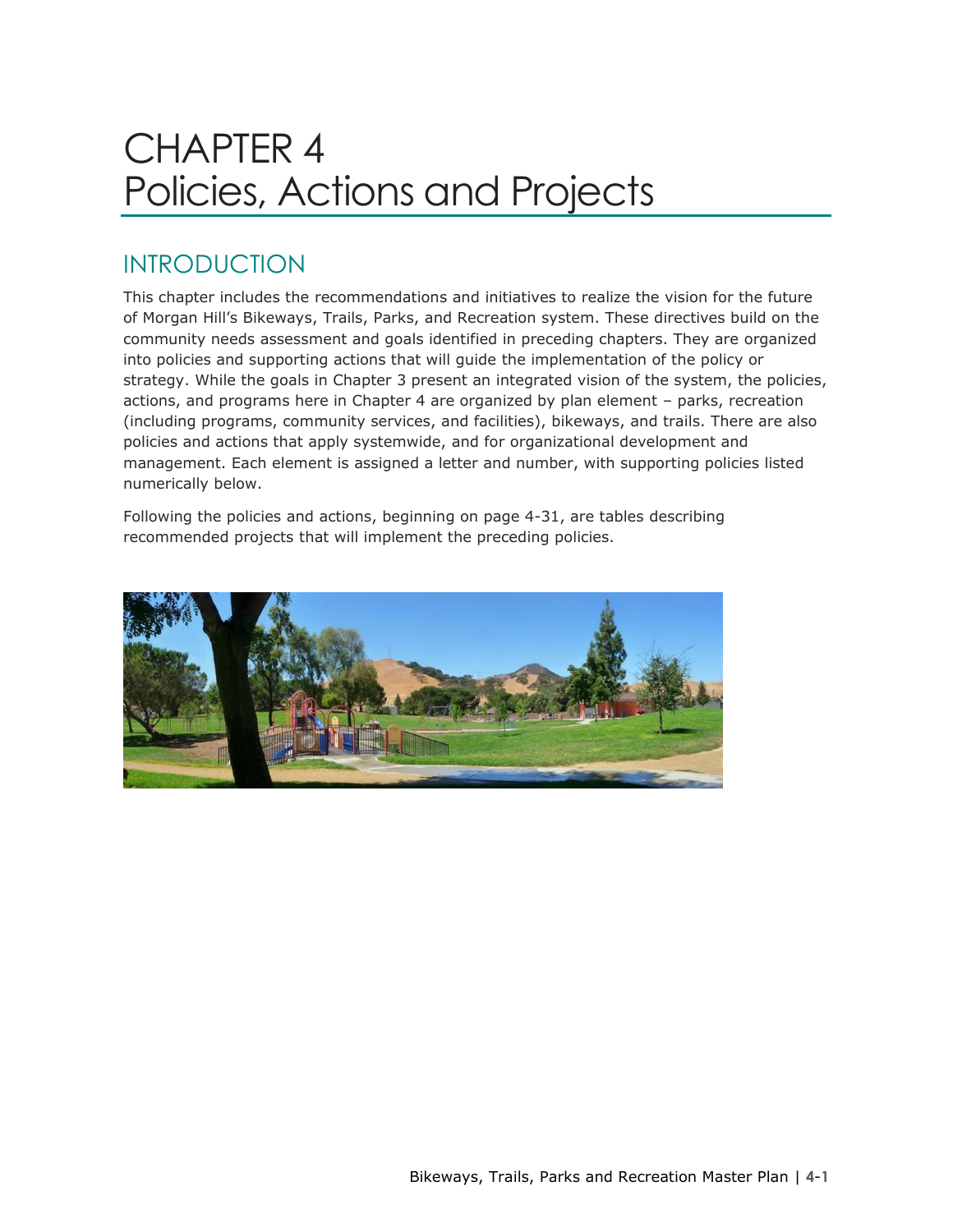# CHAPTER 4
# Policies, Actions and Projects

## INTRODUCTION

This chapter includes the recommendations and initiatives to realize the vision for the future of Morgan Hill's Bikeways, Trails, Parks, and Recreation system. These directives build on the community needs assessment and goals identified in preceding chapters. They are organized into policies and supporting actions that will guide the implementation of the policy or strategy. While the goals in Chapter 3 present an integrated vision of the system, the policies, actions, and programs here in Chapter 4 are organized by plan element – parks, recreation (including programs, community services, and facilities), bikeways, and trails. There are also policies and actions that apply systemwide, and for organizational development and management. Each element is assigned a letter and number, with supporting policies listed numerically below.

Following the policies and actions, beginning on page 4-31, are tables describing recommended projects that will implement the preceding policies.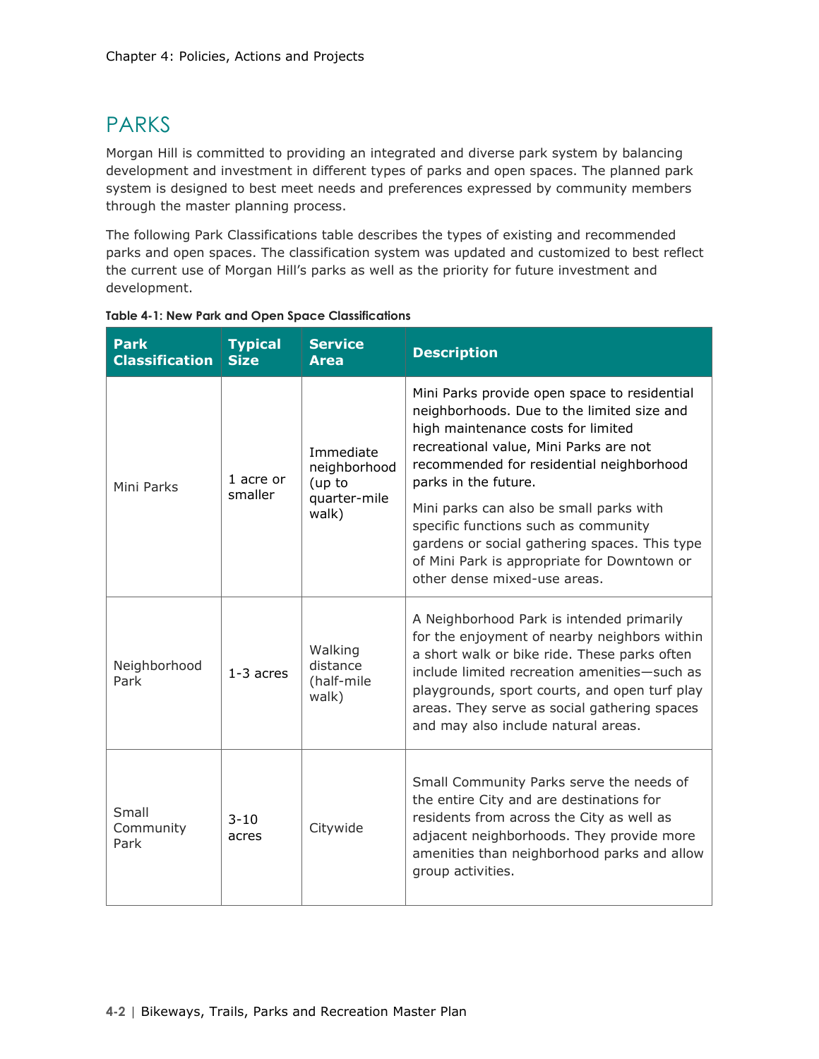# PARKS

Morgan Hill is committed to providing an integrated and diverse park system by balancing development and investment in different types of parks and open spaces. The planned park system is designed to best meet needs and preferences expressed by community members through the master planning process.

The following Park Classifications table describes the types of existing and recommended parks and open spaces. The classification system was updated and customized to best reflect the current use of Morgan Hill's parks as well as the priority for future investment and development.

**Table 4-1: New Park and Open Space Classifications**

| Park Classification | Typical Size | Service Area | Description |
| --- | --- | --- | --- |
| Mini Parks | 1 acre or smaller | Immediate neighborhood (up to quarter-mile walk) | Mini Parks provide open space to residential neighborhoods. Due to the limited size and high maintenance costs for limited recreational value, Mini Parks are not recommended for residential neighborhood parks in the future. Mini parks can also be small parks with specific functions such as community gardens or social gathering spaces. This type of Mini Park is appropriate for Downtown or other dense mixed-use areas. |
| Neighborhood Park | 1-3 acres | Walking distance (half-mile walk) | A Neighborhood Park is intended primarily for the enjoyment of nearby neighbors within a short walk or bike ride. These parks often include limited recreation amenities—such as playgrounds, sport courts, and open turf play areas. They serve as social gathering spaces and may also include natural areas. |
| Small Community Park | 3-10 acres | Citywide | Small Community Parks serve the needs of the entire City and are destinations for residents from across the City as well as adjacent neighborhoods. They provide more amenities than neighborhood parks and allow group activities. |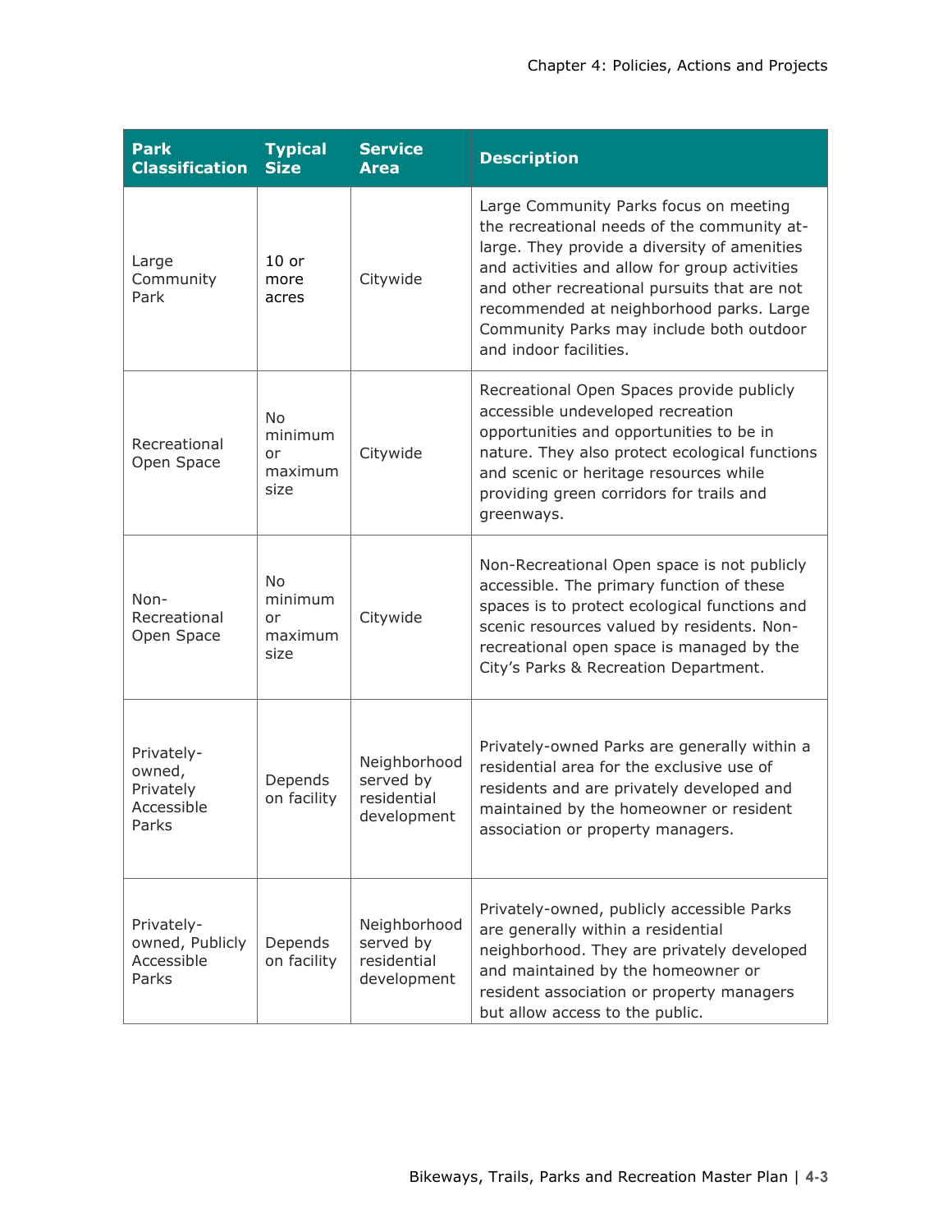| Park Classification | Typical Size | Service Area | Description |
|---|---|---|---|
| Large Community Park | 10 or more acres | Citywide | Large Community Parks focus on meeting the recreational needs of the community at-large. They provide a diversity of amenities and activities and allow for group activities and other recreational pursuits that are not recommended at neighborhood parks. Large Community Parks may include both outdoor and indoor facilities. |
| Recreational Open Space | No minimum or maximum size | Citywide | Recreational Open Spaces provide publicly accessible undeveloped recreation opportunities and opportunities to be in nature. They also protect ecological functions and scenic or heritage resources while providing green corridors for trails and greenways. |
| Non-Recreational Open Space | No minimum or maximum size | Citywide | Non-Recreational Open space is not publicly accessible. The primary function of these spaces is to protect ecological functions and scenic resources valued by residents. Non-recreational open space is managed by the City's Parks & Recreation Department. |
| Privately-owned, Privately Accessible Parks | Depends on facility | Neighborhood served by residential development | Privately-owned Parks are generally within a residential area for the exclusive use of residents and are privately developed and maintained by the homeowner or resident association or property managers. |
| Privately-owned, Publicly Accessible Parks | Depends on facility | Neighborhood served by residential development | Privately-owned, publicly accessible Parks are generally within a residential neighborhood. They are privately developed and maintained by the homeowner or resident association or property managers but allow access to the public. |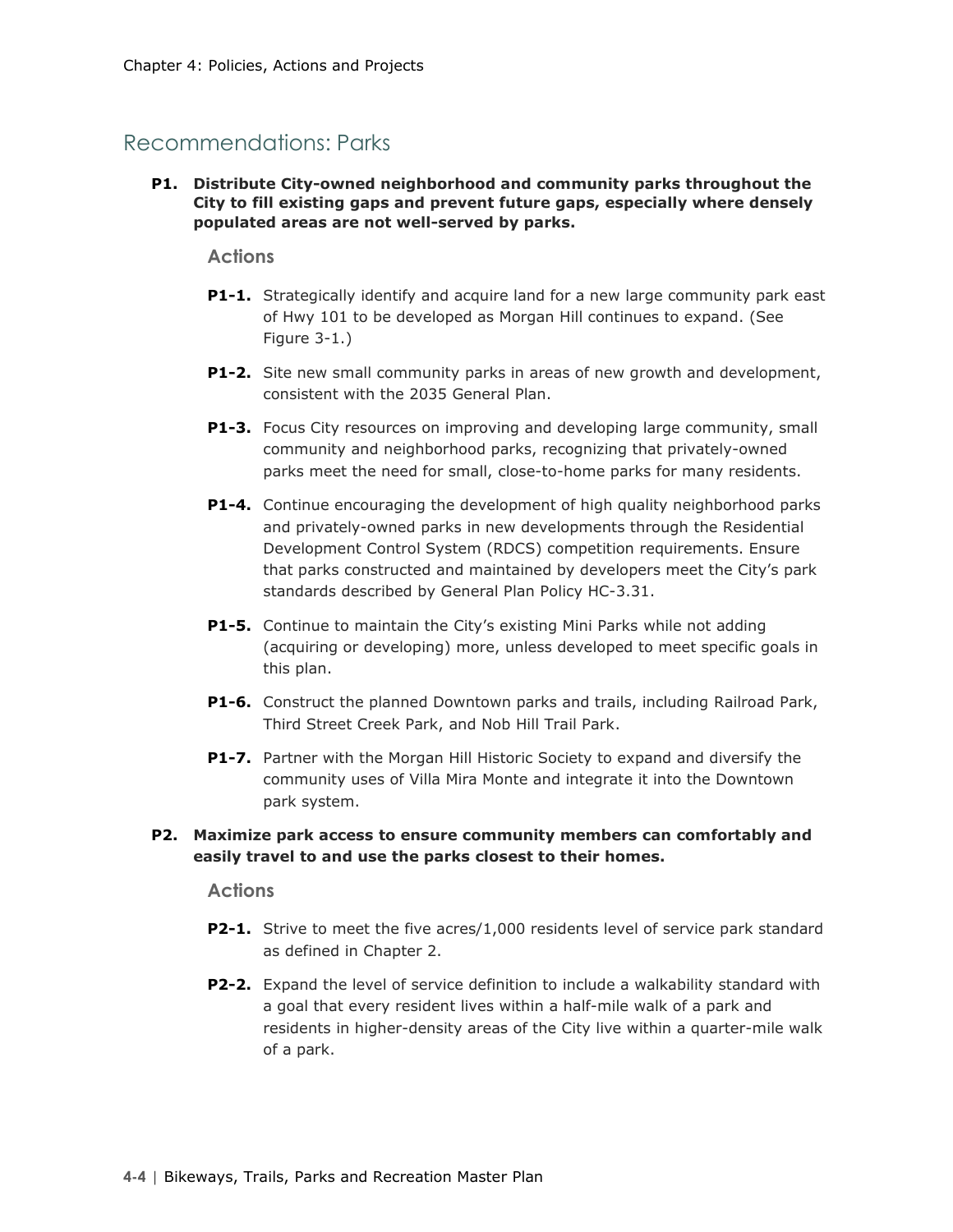## Recommendations: Parks

**P1. Distribute City-owned neighborhood and community parks throughout the City to fill existing gaps and prevent future gaps, especially where densely populated areas are not well-served by parks.**

### Actions

**P1-1.** Strategically identify and acquire land for a new large community park east of Hwy 101 to be developed as Morgan Hill continues to expand. (See Figure 3-1.)

**P1-2.** Site new small community parks in areas of new growth and development, consistent with the 2035 General Plan.

**P1-3.** Focus City resources on improving and developing large community, small community and neighborhood parks, recognizing that privately-owned parks meet the need for small, close-to-home parks for many residents.

**P1-4.** Continue encouraging the development of high quality neighborhood parks and privately-owned parks in new developments through the Residential Development Control System (RDCS) competition requirements. Ensure that parks constructed and maintained by developers meet the City's park standards described by General Plan Policy HC-3.31.

**P1-5.** Continue to maintain the City's existing Mini Parks while not adding (acquiring or developing) more, unless developed to meet specific goals in this plan.

**P1-6.** Construct the planned Downtown parks and trails, including Railroad Park, Third Street Creek Park, and Nob Hill Trail Park.

**P1-7.** Partner with the Morgan Hill Historic Society to expand and diversify the community uses of Villa Mira Monte and integrate it into the Downtown park system.

**P2. Maximize park access to ensure community members can comfortably and easily travel to and use the parks closest to their homes.**

### Actions

**P2-1.** Strive to meet the five acres/1,000 residents level of service park standard as defined in Chapter 2.

**P2-2.** Expand the level of service definition to include a walkability standard with a goal that every resident lives within a half-mile walk of a park and residents in higher-density areas of the City live within a quarter-mile walk of a park.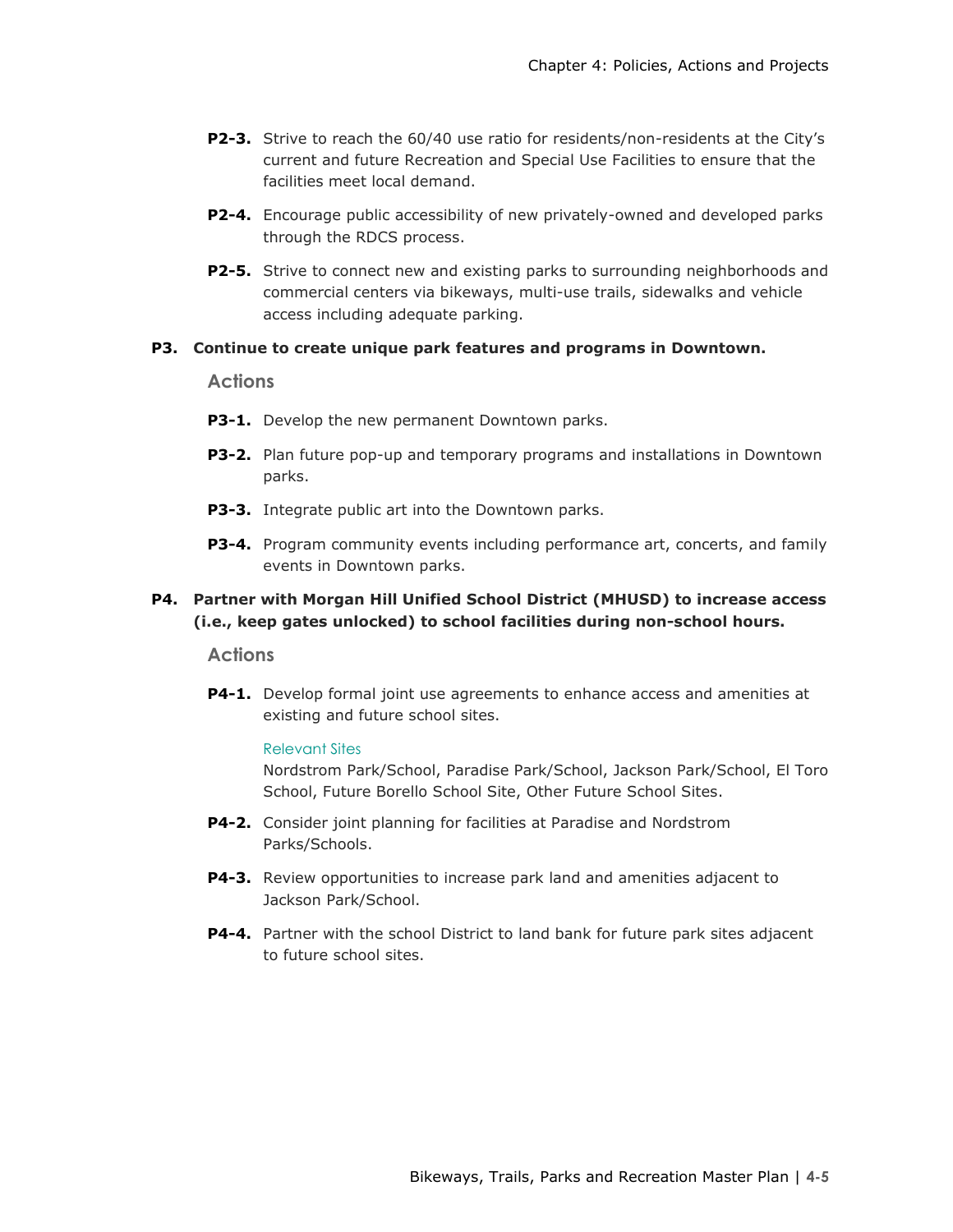**P2-3.** Strive to reach the 60/40 use ratio for residents/non-residents at the City's current and future Recreation and Special Use Facilities to ensure that the facilities meet local demand.

**P2-4.** Encourage public accessibility of new privately-owned and developed parks through the RDCS process.

**P2-5.** Strive to connect new and existing parks to surrounding neighborhoods and commercial centers via bikeways, multi-use trails, sidewalks and vehicle access including adequate parking.

**P3. Continue to create unique park features and programs in Downtown.**

### Actions

**P3-1.** Develop the new permanent Downtown parks.

**P3-2.** Plan future pop-up and temporary programs and installations in Downtown parks.

**P3-3.** Integrate public art into the Downtown parks.

**P3-4.** Program community events including performance art, concerts, and family events in Downtown parks.

**P4. Partner with Morgan Hill Unified School District (MHUSD) to increase access (i.e., keep gates unlocked) to school facilities during non-school hours.**

### Actions

**P4-1.** Develop formal joint use agreements to enhance access and amenities at existing and future school sites.

Relevant Sites

Nordstrom Park/School, Paradise Park/School, Jackson Park/School, El Toro School, Future Borello School Site, Other Future School Sites.

**P4-2.** Consider joint planning for facilities at Paradise and Nordstrom Parks/Schools.

**P4-3.** Review opportunities to increase park land and amenities adjacent to Jackson Park/School.

**P4-4.** Partner with the school District to land bank for future park sites adjacent to future school sites.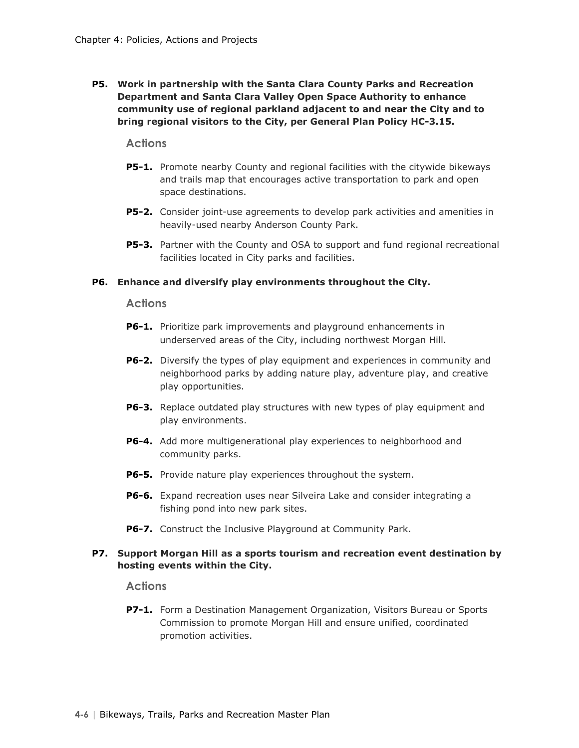**P5. Work in partnership with the Santa Clara County Parks and Recreation Department and Santa Clara Valley Open Space Authority to enhance community use of regional parkland adjacent to and near the City and to bring regional visitors to the City, per General Plan Policy HC-3.15.**

### Actions

- **P5-1.** Promote nearby County and regional facilities with the citywide bikeways and trails map that encourages active transportation to park and open space destinations.
- **P5-2.** Consider joint-use agreements to develop park activities and amenities in heavily-used nearby Anderson County Park.
- **P5-3.** Partner with the County and OSA to support and fund regional recreational facilities located in City parks and facilities.

**P6. Enhance and diversify play environments throughout the City.**

### Actions

- **P6-1.** Prioritize park improvements and playground enhancements in underserved areas of the City, including northwest Morgan Hill.
- **P6-2.** Diversify the types of play equipment and experiences in community and neighborhood parks by adding nature play, adventure play, and creative play opportunities.
- **P6-3.** Replace outdated play structures with new types of play equipment and play environments.
- **P6-4.** Add more multigenerational play experiences to neighborhood and community parks.
- **P6-5.** Provide nature play experiences throughout the system.
- **P6-6.** Expand recreation uses near Silveira Lake and consider integrating a fishing pond into new park sites.
- **P6-7.** Construct the Inclusive Playground at Community Park.

**P7. Support Morgan Hill as a sports tourism and recreation event destination by hosting events within the City.**

### Actions

- **P7-1.** Form a Destination Management Organization, Visitors Bureau or Sports Commission to promote Morgan Hill and ensure unified, coordinated promotion activities.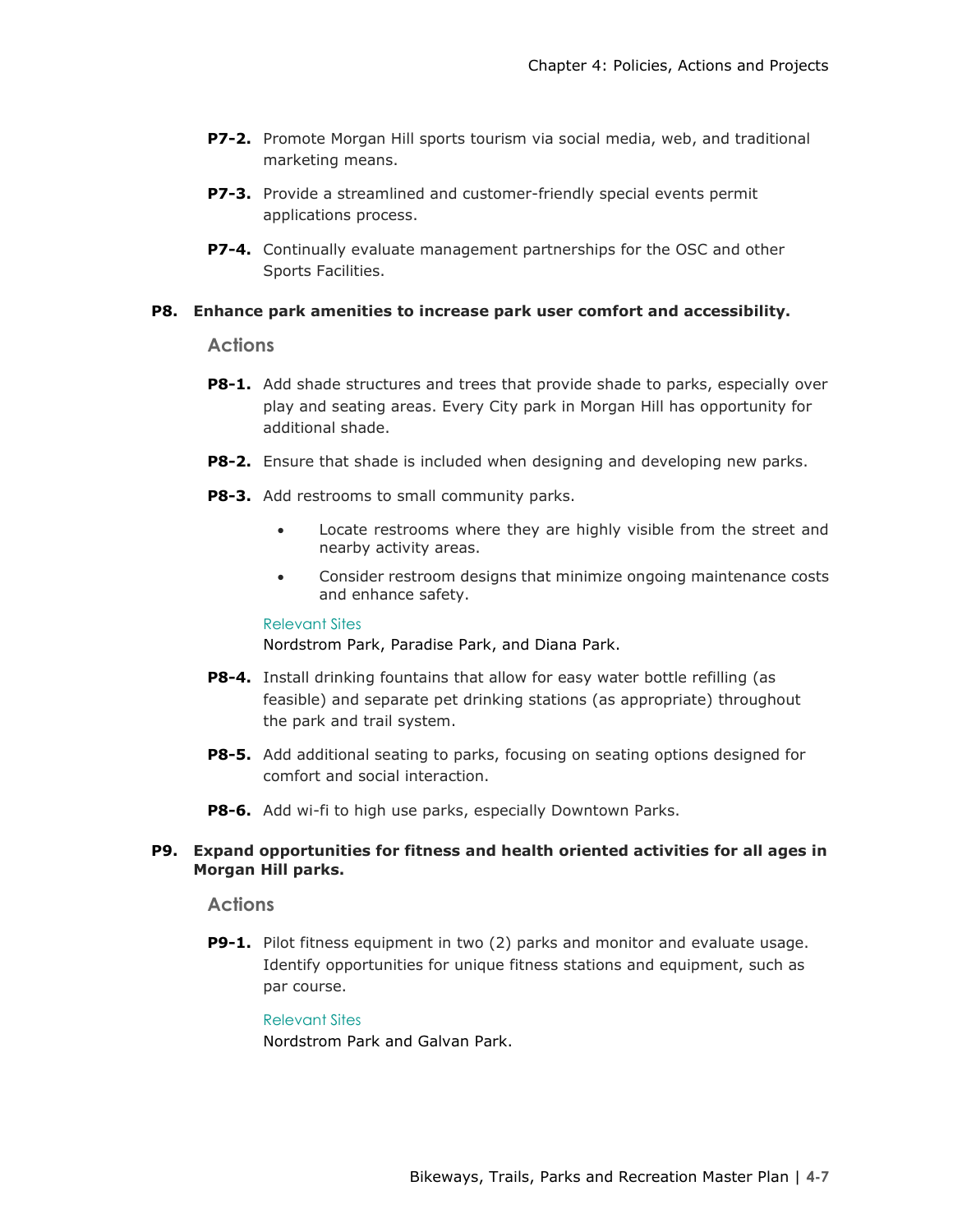**P7-2.** Promote Morgan Hill sports tourism via social media, web, and traditional marketing means.

**P7-3.** Provide a streamlined and customer-friendly special events permit applications process.

**P7-4.** Continually evaluate management partnerships for the OSC and other Sports Facilities.

**P8. Enhance park amenities to increase park user comfort and accessibility.**

### Actions

**P8-1.** Add shade structures and trees that provide shade to parks, especially over play and seating areas. Every City park in Morgan Hill has opportunity for additional shade.

**P8-2.** Ensure that shade is included when designing and developing new parks.

**P8-3.** Add restrooms to small community parks.

- Locate restrooms where they are highly visible from the street and nearby activity areas.
- Consider restroom designs that minimize ongoing maintenance costs and enhance safety.

Relevant Sites
Nordstrom Park, Paradise Park, and Diana Park.

**P8-4.** Install drinking fountains that allow for easy water bottle refilling (as feasible) and separate pet drinking stations (as appropriate) throughout the park and trail system.

**P8-5.** Add additional seating to parks, focusing on seating options designed for comfort and social interaction.

**P8-6.** Add wi-fi to high use parks, especially Downtown Parks.

**P9. Expand opportunities for fitness and health oriented activities for all ages in Morgan Hill parks.**

### Actions

**P9-1.** Pilot fitness equipment in two (2) parks and monitor and evaluate usage. Identify opportunities for unique fitness stations and equipment, such as par course.

Relevant Sites
Nordstrom Park and Galvan Park.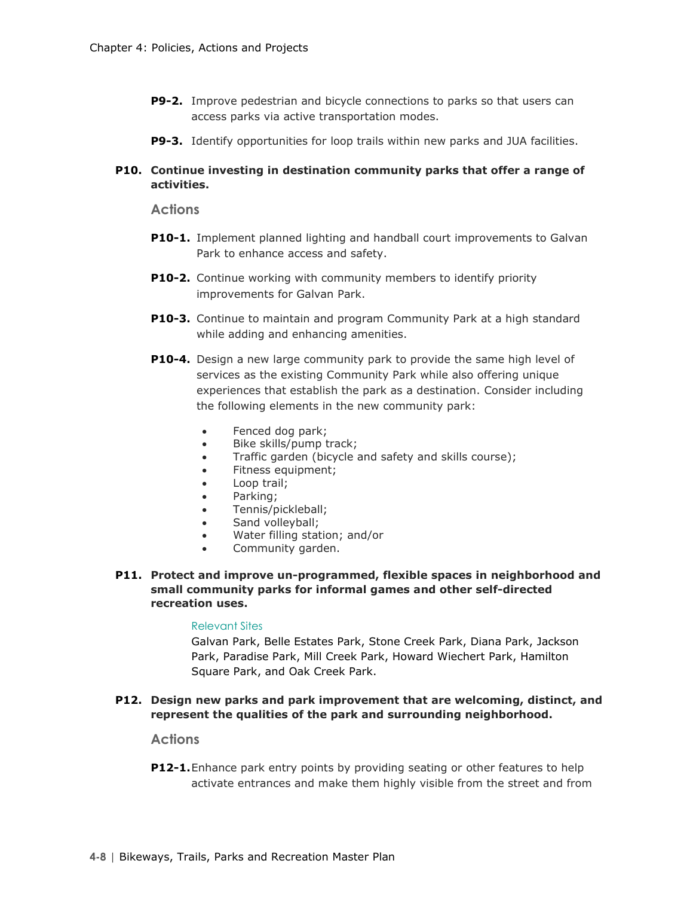**P9-2.** Improve pedestrian and bicycle connections to parks so that users can access parks via active transportation modes.

**P9-3.** Identify opportunities for loop trails within new parks and JUA facilities.

**P10. Continue investing in destination community parks that offer a range of activities.**

### Actions

**P10-1.** Implement planned lighting and handball court improvements to Galvan Park to enhance access and safety.

**P10-2.** Continue working with community members to identify priority improvements for Galvan Park.

**P10-3.** Continue to maintain and program Community Park at a high standard while adding and enhancing amenities.

**P10-4.** Design a new large community park to provide the same high level of services as the existing Community Park while also offering unique experiences that establish the park as a destination. Consider including the following elements in the new community park:

- Fenced dog park;
- Bike skills/pump track;
- Traffic garden (bicycle and safety and skills course);
- Fitness equipment;
- Loop trail;
- Parking;
- Tennis/pickleball;
- Sand volleyball;
- Water filling station; and/or
- Community garden.

**P11. Protect and improve un-programmed, flexible spaces in neighborhood and small community parks for informal games and other self-directed recreation uses.**

Relevant Sites

Galvan Park, Belle Estates Park, Stone Creek Park, Diana Park, Jackson Park, Paradise Park, Mill Creek Park, Howard Wiechert Park, Hamilton Square Park, and Oak Creek Park.

**P12. Design new parks and park improvement that are welcoming, distinct, and represent the qualities of the park and surrounding neighborhood.**

### Actions

**P12-1.** Enhance park entry points by providing seating or other features to help activate entrances and make them highly visible from the street and from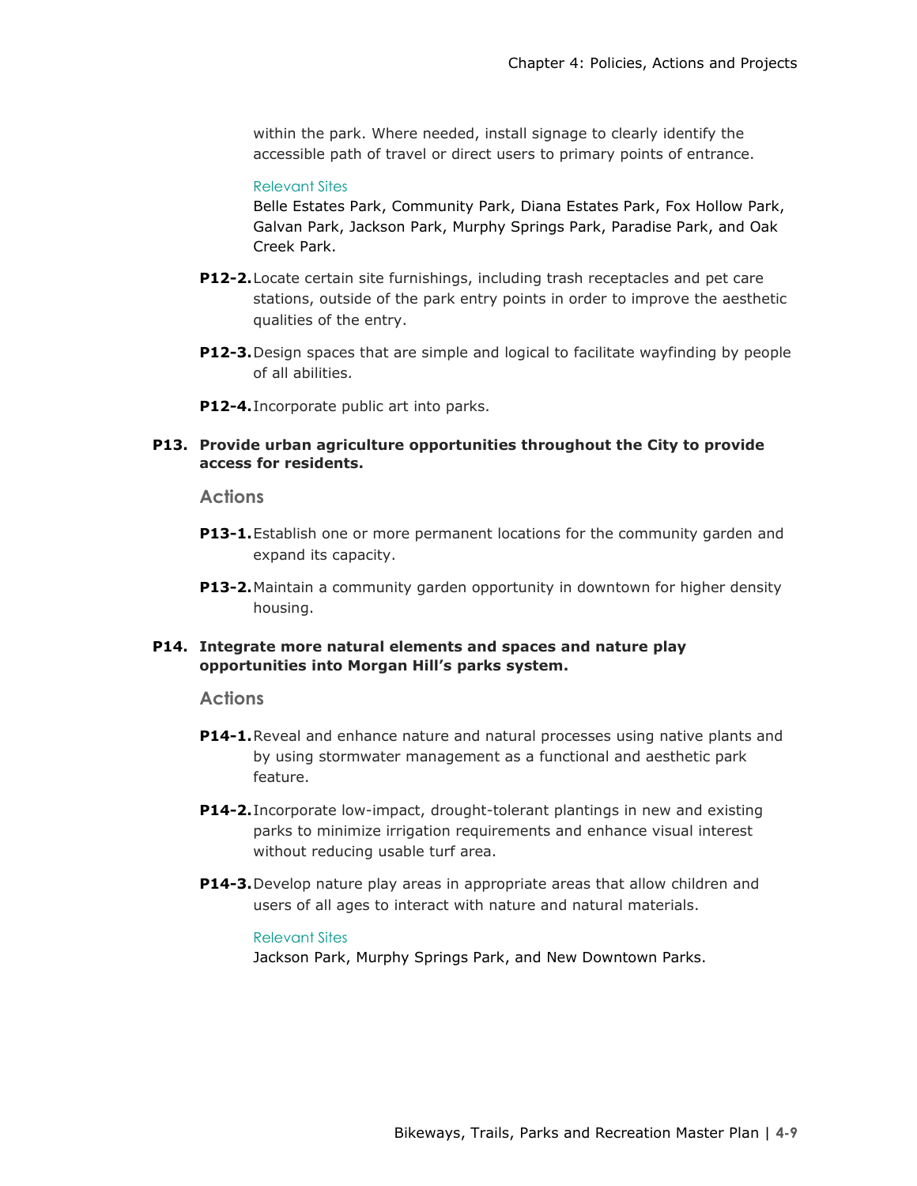within the park. Where needed, install signage to clearly identify the accessible path of travel or direct users to primary points of entrance.

Relevant Sites

Belle Estates Park, Community Park, Diana Estates Park, Fox Hollow Park, Galvan Park, Jackson Park, Murphy Springs Park, Paradise Park, and Oak Creek Park.

**P12-2.** Locate certain site furnishings, including trash receptacles and pet care stations, outside of the park entry points in order to improve the aesthetic qualities of the entry.

**P12-3.** Design spaces that are simple and logical to facilitate wayfinding by people of all abilities.

**P12-4.** Incorporate public art into parks.

**P13. Provide urban agriculture opportunities throughout the City to provide access for residents.**

### Actions

**P13-1.** Establish one or more permanent locations for the community garden and expand its capacity.

**P13-2.** Maintain a community garden opportunity in downtown for higher density housing.

**P14. Integrate more natural elements and spaces and nature play opportunities into Morgan Hill's parks system.**

### Actions

**P14-1.** Reveal and enhance nature and natural processes using native plants and by using stormwater management as a functional and aesthetic park feature.

**P14-2.** Incorporate low-impact, drought-tolerant plantings in new and existing parks to minimize irrigation requirements and enhance visual interest without reducing usable turf area.

**P14-3.** Develop nature play areas in appropriate areas that allow children and users of all ages to interact with nature and natural materials.

Relevant Sites

Jackson Park, Murphy Springs Park, and New Downtown Parks.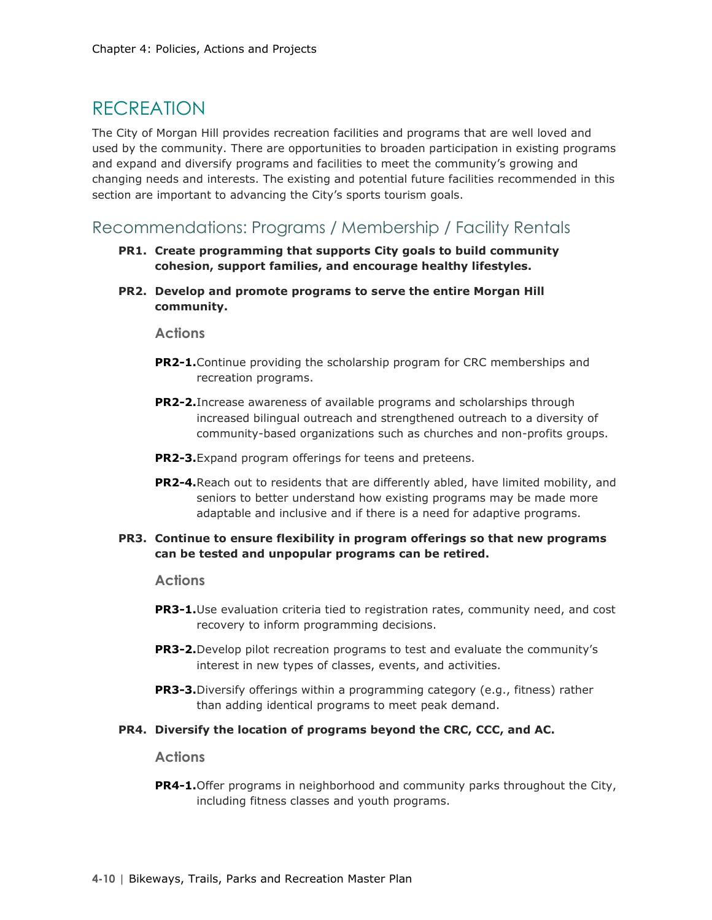# RECREATION

The City of Morgan Hill provides recreation facilities and programs that are well loved and used by the community. There are opportunities to broaden participation in existing programs and expand and diversify programs and facilities to meet the community's growing and changing needs and interests. The existing and potential future facilities recommended in this section are important to advancing the City's sports tourism goals.

## Recommendations: Programs / Membership / Facility Rentals

**PR1. Create programming that supports City goals to build community cohesion, support families, and encourage healthy lifestyles.**

**PR2. Develop and promote programs to serve the entire Morgan Hill community.**

### Actions

**PR2-1.** Continue providing the scholarship program for CRC memberships and recreation programs.

**PR2-2.** Increase awareness of available programs and scholarships through increased bilingual outreach and strengthened outreach to a diversity of community-based organizations such as churches and non-profits groups.

**PR2-3.** Expand program offerings for teens and preteens.

**PR2-4.** Reach out to residents that are differently abled, have limited mobility, and seniors to better understand how existing programs may be made more adaptable and inclusive and if there is a need for adaptive programs.

**PR3. Continue to ensure flexibility in program offerings so that new programs can be tested and unpopular programs can be retired.**

### Actions

**PR3-1.** Use evaluation criteria tied to registration rates, community need, and cost recovery to inform programming decisions.

**PR3-2.** Develop pilot recreation programs to test and evaluate the community's interest in new types of classes, events, and activities.

**PR3-3.** Diversify offerings within a programming category (e.g., fitness) rather than adding identical programs to meet peak demand.

**PR4. Diversify the location of programs beyond the CRC, CCC, and AC.**

### Actions

**PR4-1.** Offer programs in neighborhood and community parks throughout the City, including fitness classes and youth programs.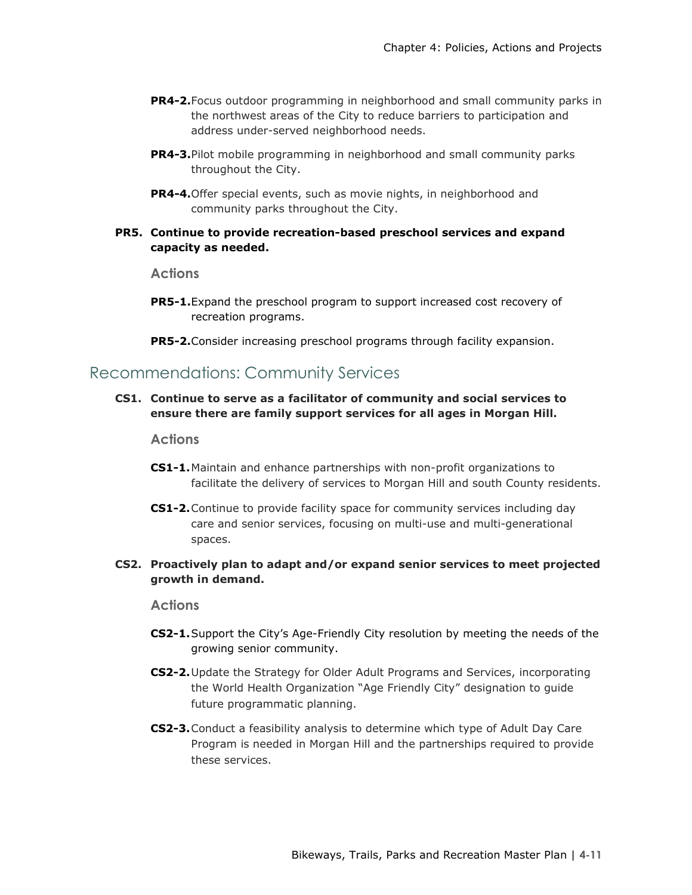**PR4-2.** Focus outdoor programming in neighborhood and small community parks in the northwest areas of the City to reduce barriers to participation and address under-served neighborhood needs.

**PR4-3.** Pilot mobile programming in neighborhood and small community parks throughout the City.

**PR4-4.** Offer special events, such as movie nights, in neighborhood and community parks throughout the City.

**PR5. Continue to provide recreation-based preschool services and expand capacity as needed.**

### Actions

**PR5-1.** Expand the preschool program to support increased cost recovery of recreation programs.

**PR5-2.** Consider increasing preschool programs through facility expansion.

## Recommendations: Community Services

**CS1. Continue to serve as a facilitator of community and social services to ensure there are family support services for all ages in Morgan Hill.**

### Actions

**CS1-1.** Maintain and enhance partnerships with non-profit organizations to facilitate the delivery of services to Morgan Hill and south County residents.

**CS1-2.** Continue to provide facility space for community services including day care and senior services, focusing on multi-use and multi-generational spaces.

**CS2. Proactively plan to adapt and/or expand senior services to meet projected growth in demand.**

### Actions

**CS2-1.** Support the City's Age-Friendly City resolution by meeting the needs of the growing senior community.

**CS2-2.** Update the Strategy for Older Adult Programs and Services, incorporating the World Health Organization "Age Friendly City" designation to guide future programmatic planning.

**CS2-3.** Conduct a feasibility analysis to determine which type of Adult Day Care Program is needed in Morgan Hill and the partnerships required to provide these services.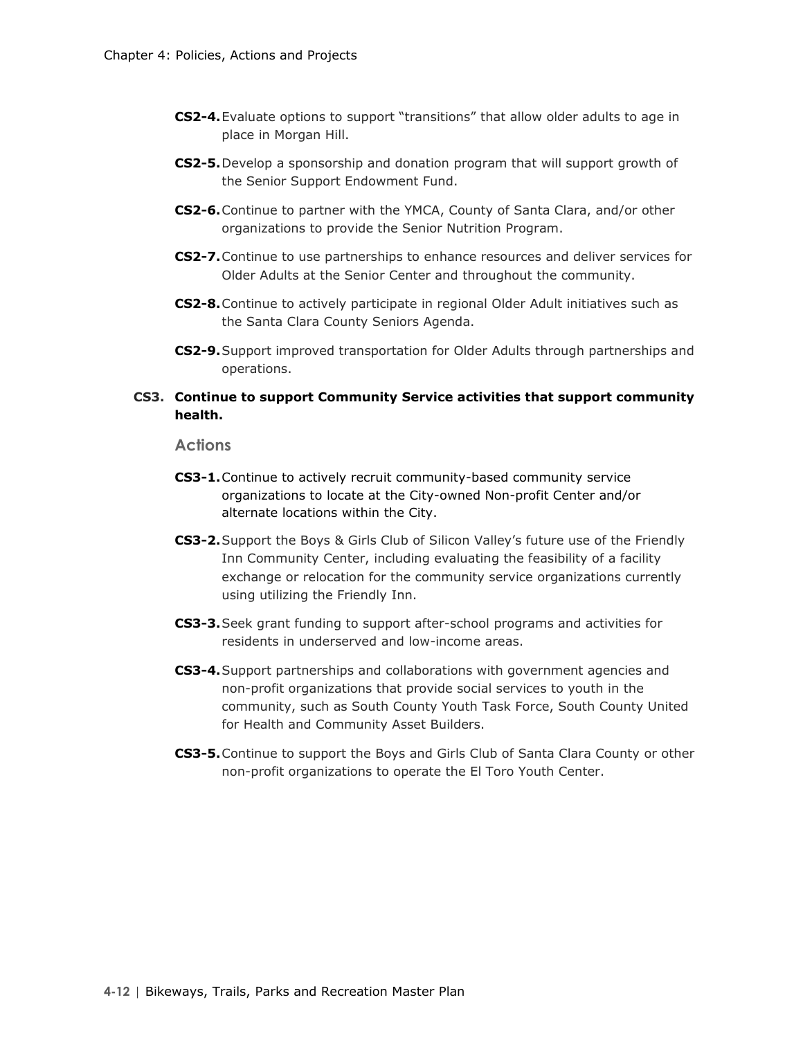- **CS2-4.** Evaluate options to support "transitions" that allow older adults to age in place in Morgan Hill.
- **CS2-5.** Develop a sponsorship and donation program that will support growth of the Senior Support Endowment Fund.
- **CS2-6.** Continue to partner with the YMCA, County of Santa Clara, and/or other organizations to provide the Senior Nutrition Program.
- **CS2-7.** Continue to use partnerships to enhance resources and deliver services for Older Adults at the Senior Center and throughout the community.
- **CS2-8.** Continue to actively participate in regional Older Adult initiatives such as the Santa Clara County Seniors Agenda.
- **CS2-9.** Support improved transportation for Older Adults through partnerships and operations.

**CS3. Continue to support Community Service activities that support community health.**

### Actions

- **CS3-1.** Continue to actively recruit community-based community service organizations to locate at the City-owned Non-profit Center and/or alternate locations within the City.
- **CS3-2.** Support the Boys & Girls Club of Silicon Valley's future use of the Friendly Inn Community Center, including evaluating the feasibility of a facility exchange or relocation for the community service organizations currently using utilizing the Friendly Inn.
- **CS3-3.** Seek grant funding to support after-school programs and activities for residents in underserved and low-income areas.
- **CS3-4.** Support partnerships and collaborations with government agencies and non-profit organizations that provide social services to youth in the community, such as South County Youth Task Force, South County United for Health and Community Asset Builders.
- **CS3-5.** Continue to support the Boys and Girls Club of Santa Clara County or other non-profit organizations to operate the El Toro Youth Center.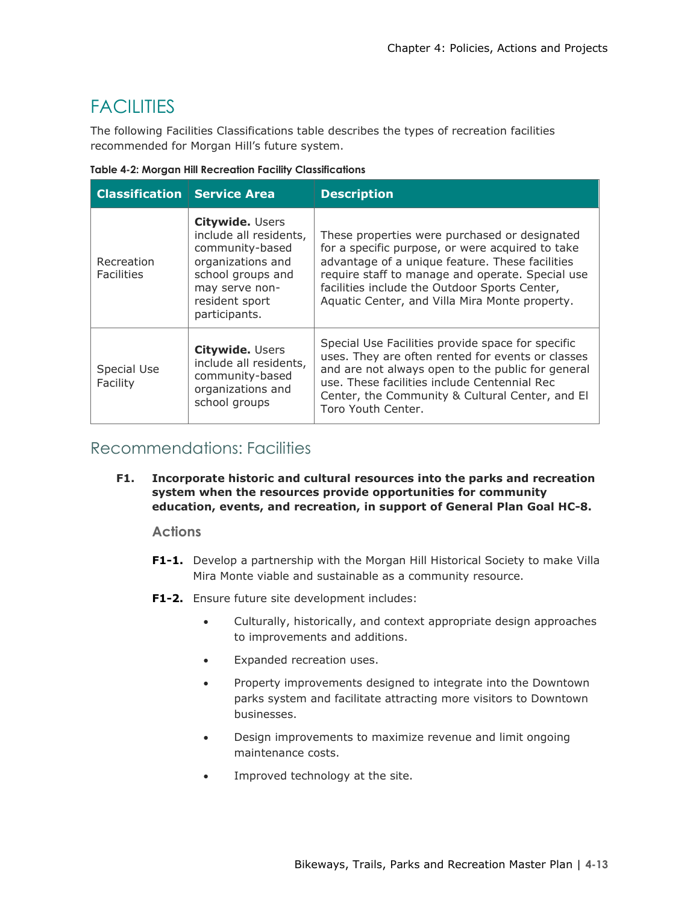# FACILITIES

The following Facilities Classifications table describes the types of recreation facilities recommended for Morgan Hill's future system.

**Table 4-2: Morgan Hill Recreation Facility Classifications**

| Classification | Service Area | Description |
|---|---|---|
| Recreation Facilities | **Citywide.** Users include all residents, community-based organizations and school groups and may serve non-resident sport participants. | These properties were purchased or designated for a specific purpose, or were acquired to take advantage of a unique feature. These facilities require staff to manage and operate. Special use facilities include the Outdoor Sports Center, Aquatic Center, and Villa Mira Monte property. |
| Special Use Facility | **Citywide.** Users include all residents, community-based organizations and school groups | Special Use Facilities provide space for specific uses. They are often rented for events or classes and are not always open to the public for general use. These facilities include Centennial Rec Center, the Community & Cultural Center, and El Toro Youth Center. |

## Recommendations: Facilities

**F1. Incorporate historic and cultural resources into the parks and recreation system when the resources provide opportunities for community education, events, and recreation, in support of General Plan Goal HC-8.**

### Actions

**F1-1.** Develop a partnership with the Morgan Hill Historical Society to make Villa Mira Monte viable and sustainable as a community resource.

**F1-2.** Ensure future site development includes:

- Culturally, historically, and context appropriate design approaches to improvements and additions.
- Expanded recreation uses.
- Property improvements designed to integrate into the Downtown parks system and facilitate attracting more visitors to Downtown businesses.
- Design improvements to maximize revenue and limit ongoing maintenance costs.
- Improved technology at the site.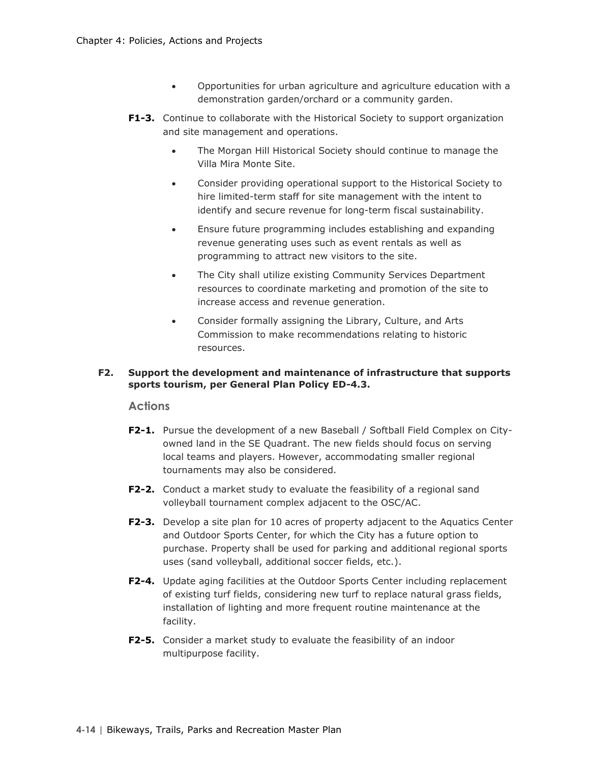- Opportunities for urban agriculture and agriculture education with a demonstration garden/orchard or a community garden.

**F1-3.** Continue to collaborate with the Historical Society to support organization and site management and operations.

- The Morgan Hill Historical Society should continue to manage the Villa Mira Monte Site.
- Consider providing operational support to the Historical Society to hire limited-term staff for site management with the intent to identify and secure revenue for long-term fiscal sustainability.
- Ensure future programming includes establishing and expanding revenue generating uses such as event rentals as well as programming to attract new visitors to the site.
- The City shall utilize existing Community Services Department resources to coordinate marketing and promotion of the site to increase access and revenue generation.
- Consider formally assigning the Library, Culture, and Arts Commission to make recommendations relating to historic resources.

**F2. Support the development and maintenance of infrastructure that supports sports tourism, per General Plan Policy ED-4.3.**

### Actions

**F2-1.** Pursue the development of a new Baseball / Softball Field Complex on City-owned land in the SE Quadrant. The new fields should focus on serving local teams and players. However, accommodating smaller regional tournaments may also be considered.

**F2-2.** Conduct a market study to evaluate the feasibility of a regional sand volleyball tournament complex adjacent to the OSC/AC.

**F2-3.** Develop a site plan for 10 acres of property adjacent to the Aquatics Center and Outdoor Sports Center, for which the City has a future option to purchase. Property shall be used for parking and additional regional sports uses (sand volleyball, additional soccer fields, etc.).

**F2-4.** Update aging facilities at the Outdoor Sports Center including replacement of existing turf fields, considering new turf to replace natural grass fields, installation of lighting and more frequent routine maintenance at the facility.

**F2-5.** Consider a market study to evaluate the feasibility of an indoor multipurpose facility.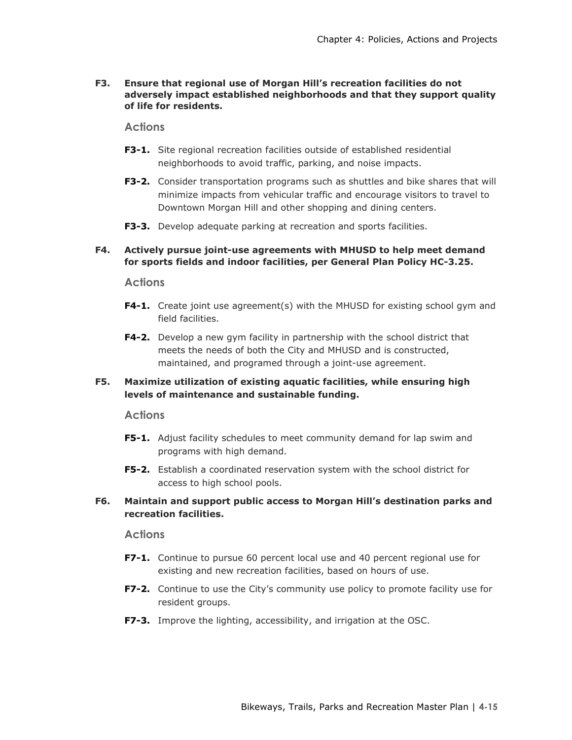**F3. Ensure that regional use of Morgan Hill's recreation facilities do not adversely impact established neighborhoods and that they support quality of life for residents.**

### Actions

- **F3-1.** Site regional recreation facilities outside of established residential neighborhoods to avoid traffic, parking, and noise impacts.
- **F3-2.** Consider transportation programs such as shuttles and bike shares that will minimize impacts from vehicular traffic and encourage visitors to travel to Downtown Morgan Hill and other shopping and dining centers.
- **F3-3.** Develop adequate parking at recreation and sports facilities.

**F4. Actively pursue joint-use agreements with MHUSD to help meet demand for sports fields and indoor facilities, per General Plan Policy HC-3.25.**

### Actions

- **F4-1.** Create joint use agreement(s) with the MHUSD for existing school gym and field facilities.
- **F4-2.** Develop a new gym facility in partnership with the school district that meets the needs of both the City and MHUSD and is constructed, maintained, and programed through a joint-use agreement.

**F5. Maximize utilization of existing aquatic facilities, while ensuring high levels of maintenance and sustainable funding.**

### Actions

- **F5-1.** Adjust facility schedules to meet community demand for lap swim and programs with high demand.
- **F5-2.** Establish a coordinated reservation system with the school district for access to high school pools.

**F6. Maintain and support public access to Morgan Hill's destination parks and recreation facilities.**

### Actions

- **F7-1.** Continue to pursue 60 percent local use and 40 percent regional use for existing and new recreation facilities, based on hours of use.
- **F7-2.** Continue to use the City's community use policy to promote facility use for resident groups.
- **F7-3.** Improve the lighting, accessibility, and irrigation at the OSC.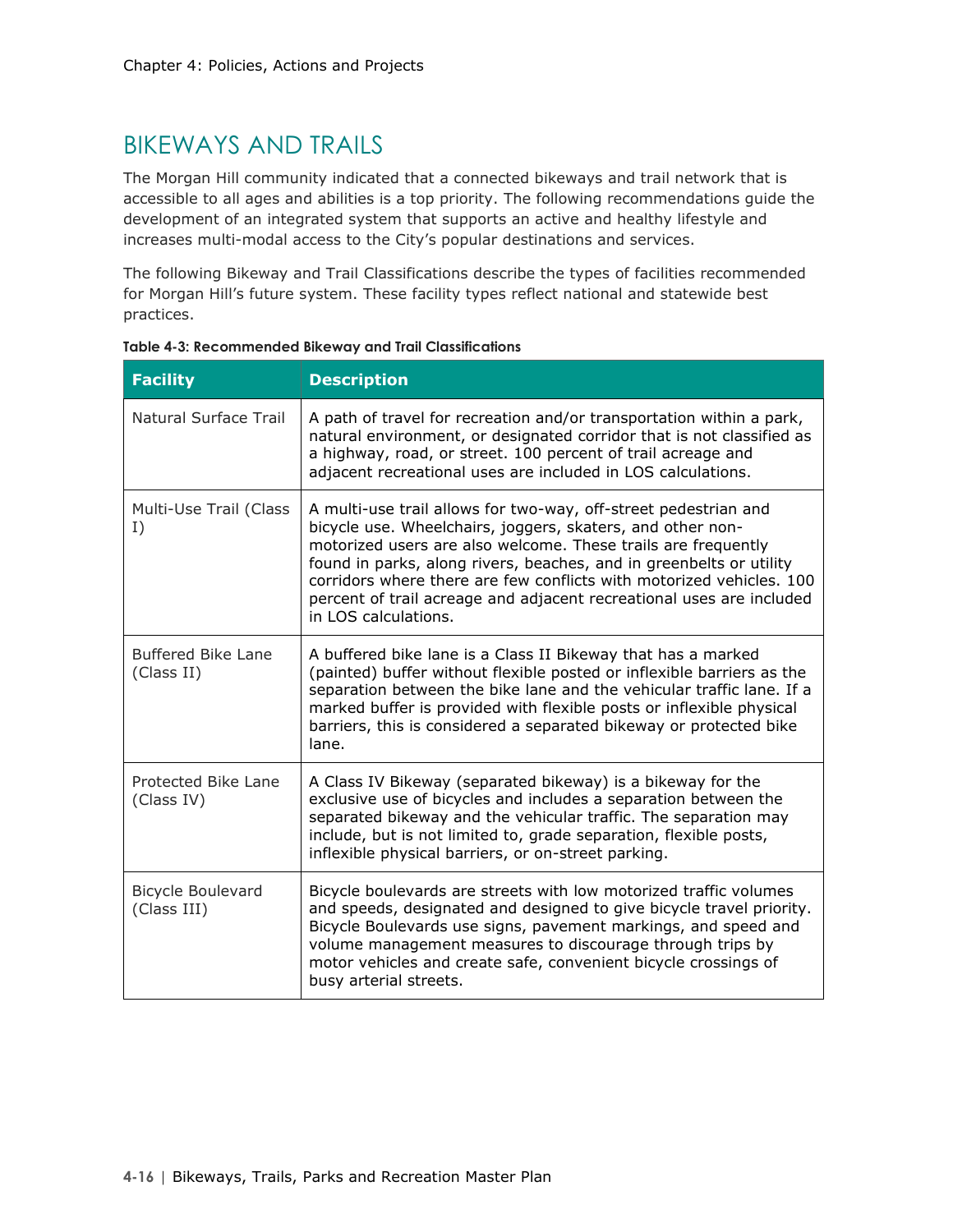## BIKEWAYS AND TRAILS

The Morgan Hill community indicated that a connected bikeways and trail network that is accessible to all ages and abilities is a top priority. The following recommendations guide the development of an integrated system that supports an active and healthy lifestyle and increases multi-modal access to the City's popular destinations and services.

The following Bikeway and Trail Classifications describe the types of facilities recommended for Morgan Hill's future system. These facility types reflect national and statewide best practices.

**Table 4-3: Recommended Bikeway and Trail Classifications**

| Facility | Description |
|---|---|
| Natural Surface Trail | A path of travel for recreation and/or transportation within a park, natural environment, or designated corridor that is not classified as a highway, road, or street. 100 percent of trail acreage and adjacent recreational uses are included in LOS calculations. |
| Multi-Use Trail (Class I) | A multi-use trail allows for two-way, off-street pedestrian and bicycle use. Wheelchairs, joggers, skaters, and other non-motorized users are also welcome. These trails are frequently found in parks, along rivers, beaches, and in greenbelts or utility corridors where there are few conflicts with motorized vehicles. 100 percent of trail acreage and adjacent recreational uses are included in LOS calculations. |
| Buffered Bike Lane (Class II) | A buffered bike lane is a Class II Bikeway that has a marked (painted) buffer without flexible posted or inflexible barriers as the separation between the bike lane and the vehicular traffic lane. If a marked buffer is provided with flexible posts or inflexible physical barriers, this is considered a separated bikeway or protected bike lane. |
| Protected Bike Lane (Class IV) | A Class IV Bikeway (separated bikeway) is a bikeway for the exclusive use of bicycles and includes a separation between the separated bikeway and the vehicular traffic. The separation may include, but is not limited to, grade separation, flexible posts, inflexible physical barriers, or on-street parking. |
| Bicycle Boulevard (Class III) | Bicycle boulevards are streets with low motorized traffic volumes and speeds, designated and designed to give bicycle travel priority. Bicycle Boulevards use signs, pavement markings, and speed and volume management measures to discourage through trips by motor vehicles and create safe, convenient bicycle crossings of busy arterial streets. |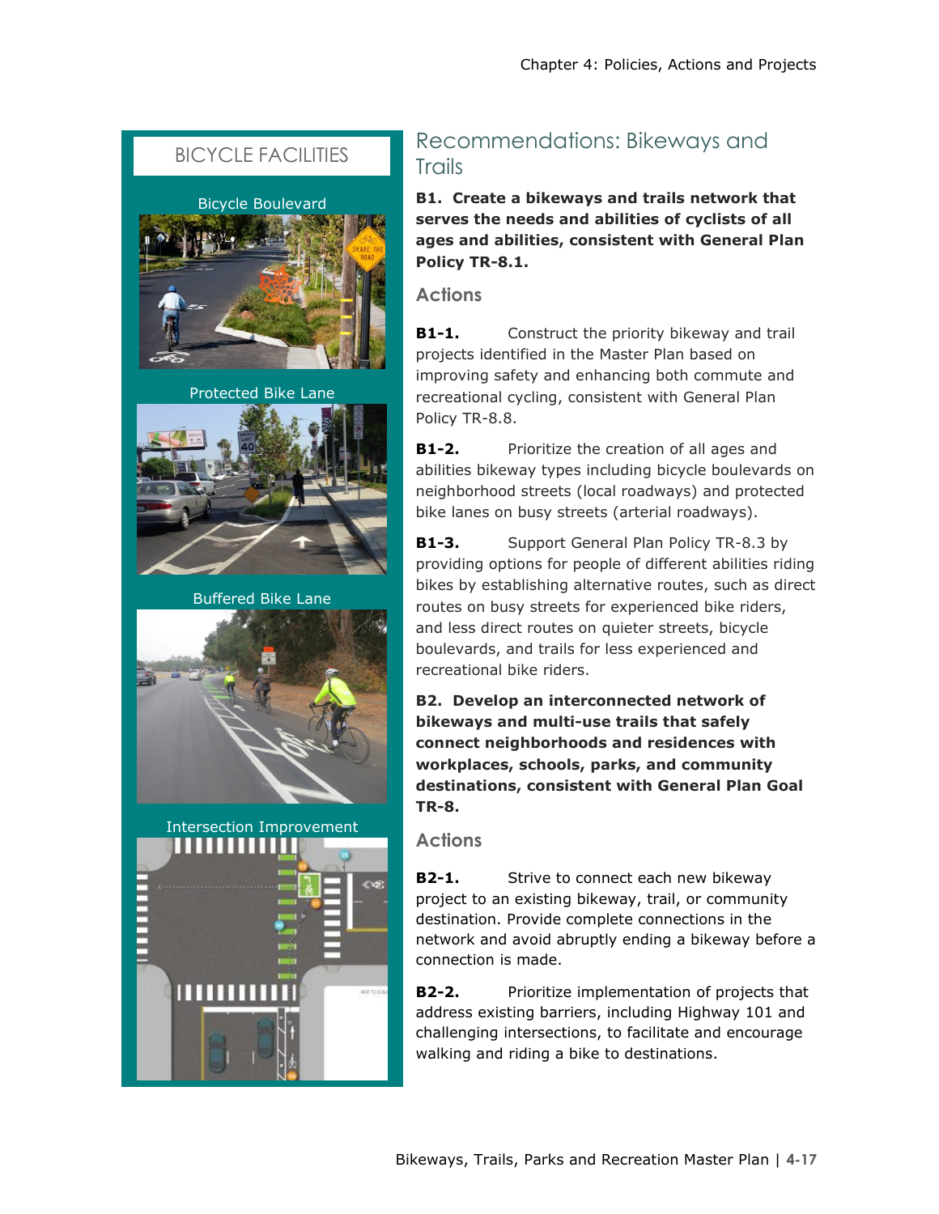## BICYCLE FACILITIES

Bicycle Boulevard

Protected Bike Lane

Buffered Bike Lane

Intersection Improvement

## Recommendations: Bikeways and Trails

**B1. Create a bikeways and trails network that serves the needs and abilities of cyclists of all ages and abilities, consistent with General Plan Policy TR-8.1.**

### Actions

**B1-1.** Construct the priority bikeway and trail projects identified in the Master Plan based on improving safety and enhancing both commute and recreational cycling, consistent with General Plan Policy TR-8.8.

**B1-2.** Prioritize the creation of all ages and abilities bikeway types including bicycle boulevards on neighborhood streets (local roadways) and protected bike lanes on busy streets (arterial roadways).

**B1-3.** Support General Plan Policy TR-8.3 by providing options for people of different abilities riding bikes by establishing alternative routes, such as direct routes on busy streets for experienced bike riders, and less direct routes on quieter streets, bicycle boulevards, and trails for less experienced and recreational bike riders.

**B2. Develop an interconnected network of bikeways and multi-use trails that safely connect neighborhoods and residences with workplaces, schools, parks, and community destinations, consistent with General Plan Goal TR-8.**

### Actions

**B2-1.** Strive to connect each new bikeway project to an existing bikeway, trail, or community destination. Provide complete connections in the network and avoid abruptly ending a bikeway before a connection is made.

**B2-2.** Prioritize implementation of projects that address existing barriers, including Highway 101 and challenging intersections, to facilitate and encourage walking and riding a bike to destinations.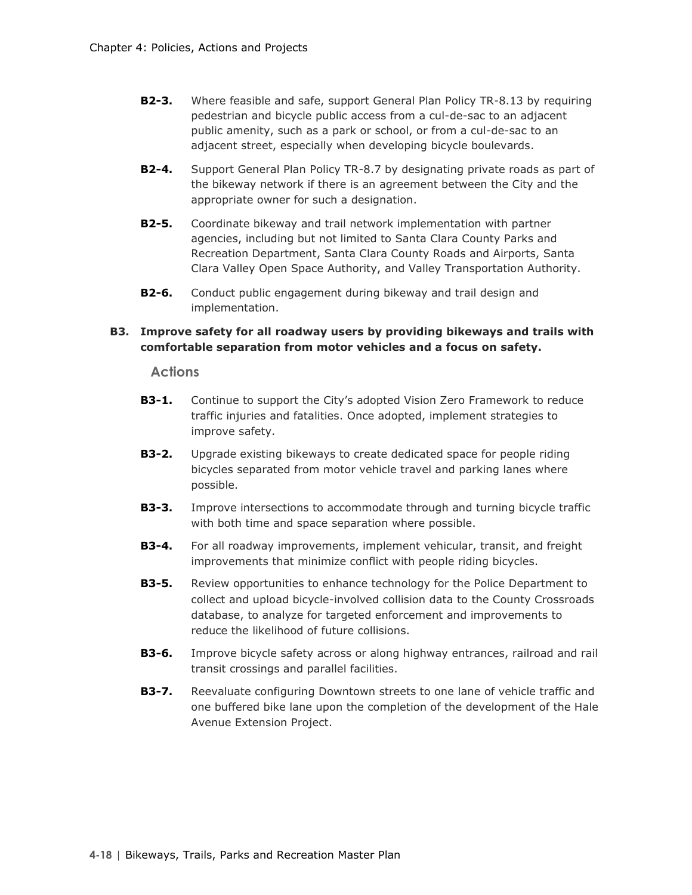**B2-3.** Where feasible and safe, support General Plan Policy TR-8.13 by requiring pedestrian and bicycle public access from a cul-de-sac to an adjacent public amenity, such as a park or school, or from a cul-de-sac to an adjacent street, especially when developing bicycle boulevards.

**B2-4.** Support General Plan Policy TR-8.7 by designating private roads as part of the bikeway network if there is an agreement between the City and the appropriate owner for such a designation.

**B2-5.** Coordinate bikeway and trail network implementation with partner agencies, including but not limited to Santa Clara County Parks and Recreation Department, Santa Clara County Roads and Airports, Santa Clara Valley Open Space Authority, and Valley Transportation Authority.

**B2-6.** Conduct public engagement during bikeway and trail design and implementation.

**B3. Improve safety for all roadway users by providing bikeways and trails with comfortable separation from motor vehicles and a focus on safety.**

### Actions

**B3-1.** Continue to support the City's adopted Vision Zero Framework to reduce traffic injuries and fatalities. Once adopted, implement strategies to improve safety.

**B3-2.** Upgrade existing bikeways to create dedicated space for people riding bicycles separated from motor vehicle travel and parking lanes where possible.

**B3-3.** Improve intersections to accommodate through and turning bicycle traffic with both time and space separation where possible.

**B3-4.** For all roadway improvements, implement vehicular, transit, and freight improvements that minimize conflict with people riding bicycles.

**B3-5.** Review opportunities to enhance technology for the Police Department to collect and upload bicycle-involved collision data to the County Crossroads database, to analyze for targeted enforcement and improvements to reduce the likelihood of future collisions.

**B3-6.** Improve bicycle safety across or along highway entrances, railroad and rail transit crossings and parallel facilities.

**B3-7.** Reevaluate configuring Downtown streets to one lane of vehicle traffic and one buffered bike lane upon the completion of the development of the Hale Avenue Extension Project.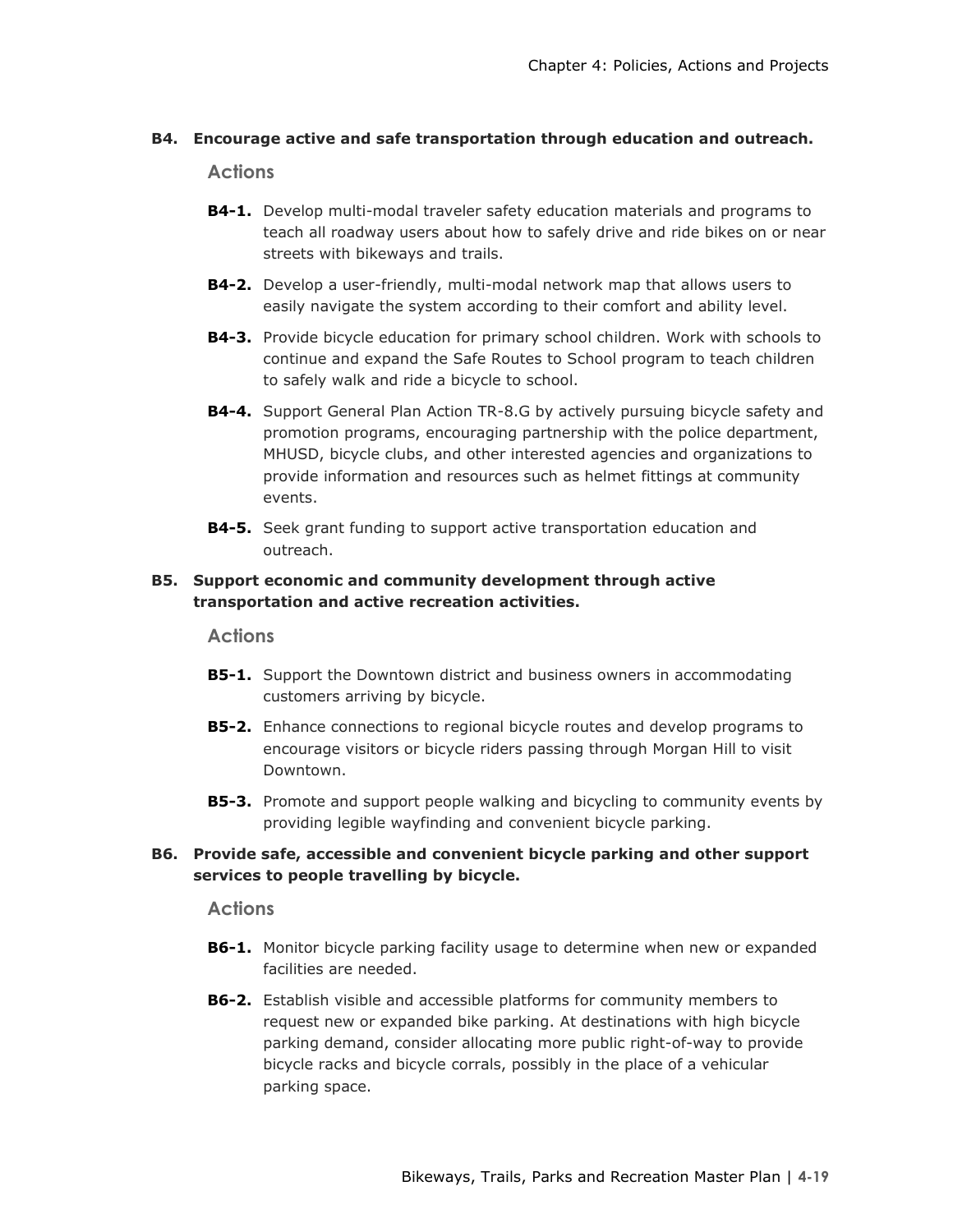**B4. Encourage active and safe transportation through education and outreach.**

### Actions

- **B4-1.** Develop multi-modal traveler safety education materials and programs to teach all roadway users about how to safely drive and ride bikes on or near streets with bikeways and trails.
- **B4-2.** Develop a user-friendly, multi-modal network map that allows users to easily navigate the system according to their comfort and ability level.
- **B4-3.** Provide bicycle education for primary school children. Work with schools to continue and expand the Safe Routes to School program to teach children to safely walk and ride a bicycle to school.
- **B4-4.** Support General Plan Action TR-8.G by actively pursuing bicycle safety and promotion programs, encouraging partnership with the police department, MHUSD, bicycle clubs, and other interested agencies and organizations to provide information and resources such as helmet fittings at community events.
- **B4-5.** Seek grant funding to support active transportation education and outreach.

**B5. Support economic and community development through active transportation and active recreation activities.**

### Actions

- **B5-1.** Support the Downtown district and business owners in accommodating customers arriving by bicycle.
- **B5-2.** Enhance connections to regional bicycle routes and develop programs to encourage visitors or bicycle riders passing through Morgan Hill to visit Downtown.
- **B5-3.** Promote and support people walking and bicycling to community events by providing legible wayfinding and convenient bicycle parking.

**B6. Provide safe, accessible and convenient bicycle parking and other support services to people travelling by bicycle.**

### Actions

- **B6-1.** Monitor bicycle parking facility usage to determine when new or expanded facilities are needed.
- **B6-2.** Establish visible and accessible platforms for community members to request new or expanded bike parking. At destinations with high bicycle parking demand, consider allocating more public right-of-way to provide bicycle racks and bicycle corrals, possibly in the place of a vehicular parking space.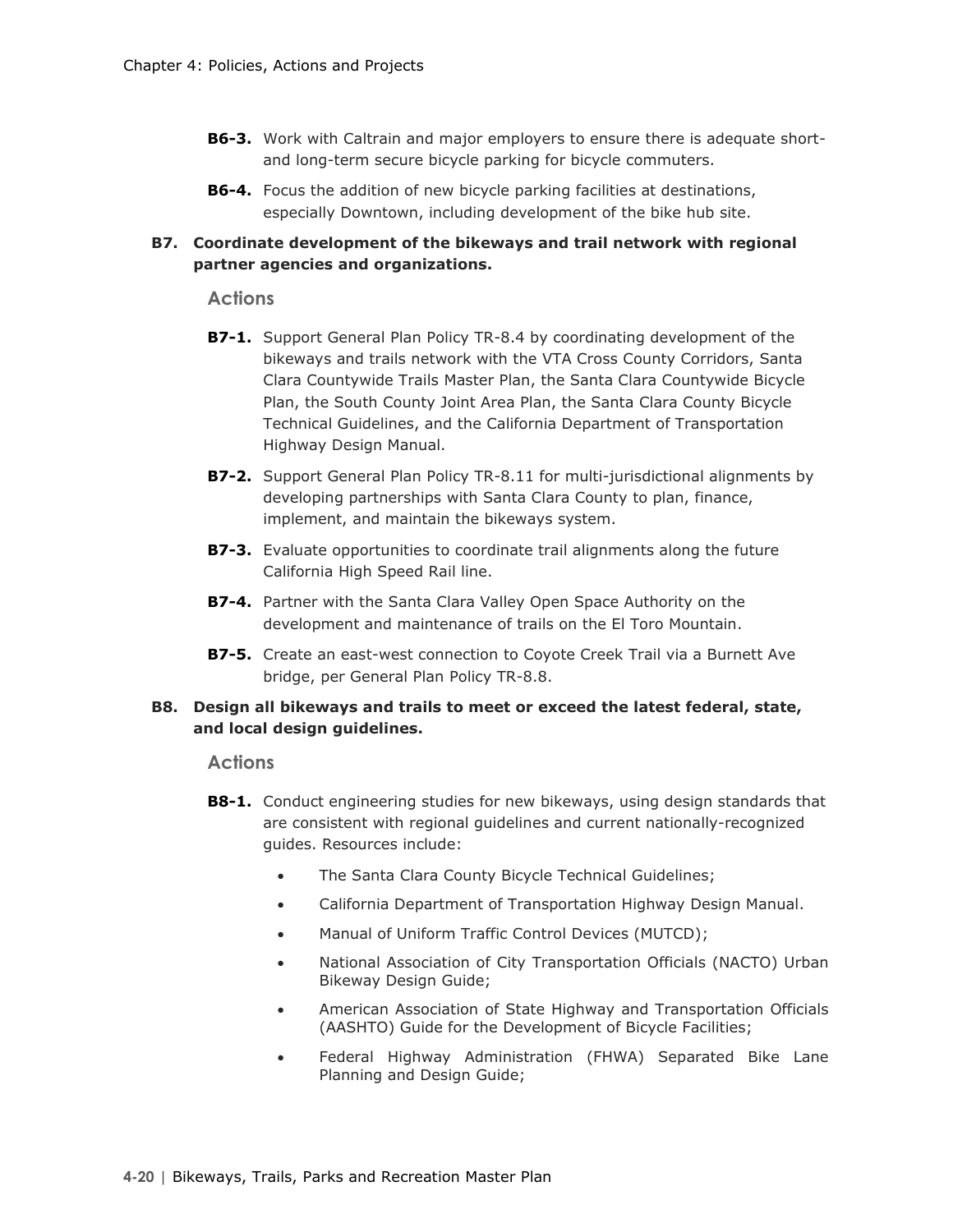**B6-3.** Work with Caltrain and major employers to ensure there is adequate short- and long-term secure bicycle parking for bicycle commuters.

**B6-4.** Focus the addition of new bicycle parking facilities at destinations, especially Downtown, including development of the bike hub site.

**B7. Coordinate development of the bikeways and trail network with regional partner agencies and organizations.**

### Actions

**B7-1.** Support General Plan Policy TR-8.4 by coordinating development of the bikeways and trails network with the VTA Cross County Corridors, Santa Clara Countywide Trails Master Plan, the Santa Clara Countywide Bicycle Plan, the South County Joint Area Plan, the Santa Clara County Bicycle Technical Guidelines, and the California Department of Transportation Highway Design Manual.

**B7-2.** Support General Plan Policy TR-8.11 for multi-jurisdictional alignments by developing partnerships with Santa Clara County to plan, finance, implement, and maintain the bikeways system.

**B7-3.** Evaluate opportunities to coordinate trail alignments along the future California High Speed Rail line.

**B7-4.** Partner with the Santa Clara Valley Open Space Authority on the development and maintenance of trails on the El Toro Mountain.

**B7-5.** Create an east-west connection to Coyote Creek Trail via a Burnett Ave bridge, per General Plan Policy TR-8.8.

**B8. Design all bikeways and trails to meet or exceed the latest federal, state, and local design guidelines.**

### Actions

**B8-1.** Conduct engineering studies for new bikeways, using design standards that are consistent with regional guidelines and current nationally-recognized guides. Resources include:

- The Santa Clara County Bicycle Technical Guidelines;
- California Department of Transportation Highway Design Manual.
- Manual of Uniform Traffic Control Devices (MUTCD);
- National Association of City Transportation Officials (NACTO) Urban Bikeway Design Guide;
- American Association of State Highway and Transportation Officials (AASHTO) Guide for the Development of Bicycle Facilities;
- Federal Highway Administration (FHWA) Separated Bike Lane Planning and Design Guide;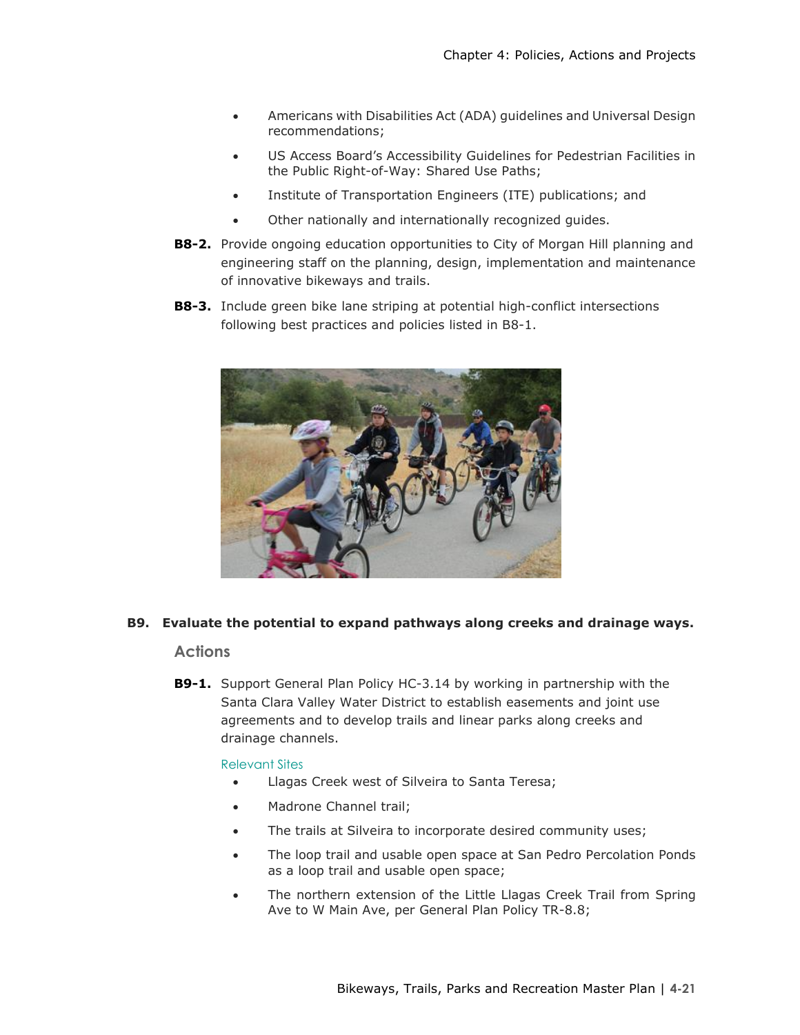- Americans with Disabilities Act (ADA) guidelines and Universal Design recommendations;
- US Access Board's Accessibility Guidelines for Pedestrian Facilities in the Public Right-of-Way: Shared Use Paths;
- Institute of Transportation Engineers (ITE) publications; and
- Other nationally and internationally recognized guides.

**B8-2.** Provide ongoing education opportunities to City of Morgan Hill planning and engineering staff on the planning, design, implementation and maintenance of innovative bikeways and trails.

**B8-3.** Include green bike lane striping at potential high-conflict intersections following best practices and policies listed in B8-1.

### B9. Evaluate the potential to expand pathways along creeks and drainage ways.

#### Actions

**B9-1.** Support General Plan Policy HC-3.14 by working in partnership with the Santa Clara Valley Water District to establish easements and joint use agreements and to develop trails and linear parks along creeks and drainage channels.

Relevant Sites

- Llagas Creek west of Silveira to Santa Teresa;
- Madrone Channel trail;
- The trails at Silveira to incorporate desired community uses;
- The loop trail and usable open space at San Pedro Percolation Ponds as a loop trail and usable open space;
- The northern extension of the Little Llagas Creek Trail from Spring Ave to W Main Ave, per General Plan Policy TR-8.8;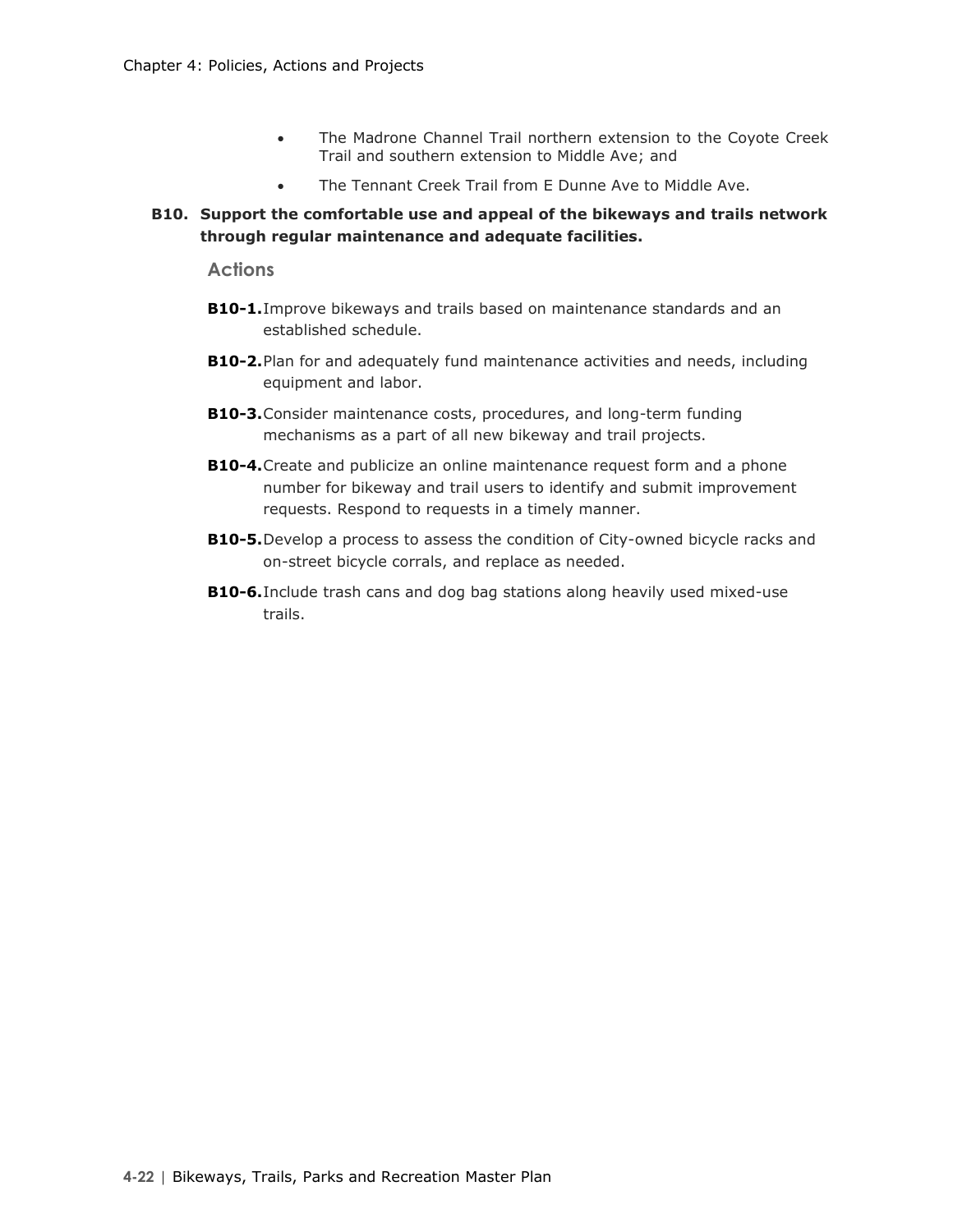- The Madrone Channel Trail northern extension to the Coyote Creek Trail and southern extension to Middle Ave; and
- The Tennant Creek Trail from E Dunne Ave to Middle Ave.

**B10. Support the comfortable use and appeal of the bikeways and trails network through regular maintenance and adequate facilities.**

### Actions

**B10-1.** Improve bikeways and trails based on maintenance standards and an established schedule.

**B10-2.** Plan for and adequately fund maintenance activities and needs, including equipment and labor.

**B10-3.** Consider maintenance costs, procedures, and long-term funding mechanisms as a part of all new bikeway and trail projects.

**B10-4.** Create and publicize an online maintenance request form and a phone number for bikeway and trail users to identify and submit improvement requests. Respond to requests in a timely manner.

**B10-5.** Develop a process to assess the condition of City-owned bicycle racks and on-street bicycle corrals, and replace as needed.

**B10-6.** Include trash cans and dog bag stations along heavily used mixed-use trails.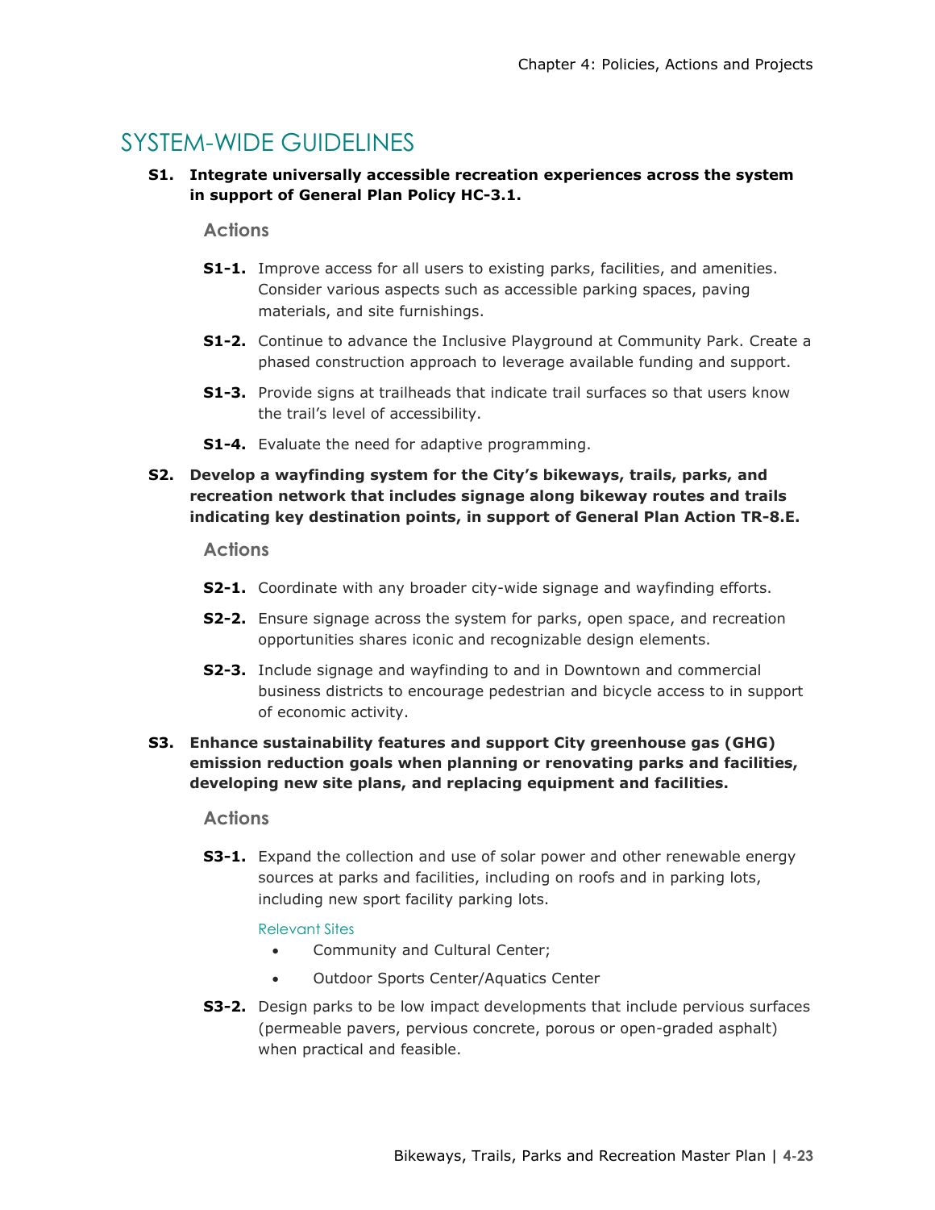## SYSTEM-WIDE GUIDELINES

**S1. Integrate universally accessible recreation experiences across the system in support of General Plan Policy HC-3.1.**

### Actions

**S1-1.** Improve access for all users to existing parks, facilities, and amenities. Consider various aspects such as accessible parking spaces, paving materials, and site furnishings.

**S1-2.** Continue to advance the Inclusive Playground at Community Park. Create a phased construction approach to leverage available funding and support.

**S1-3.** Provide signs at trailheads that indicate trail surfaces so that users know the trail's level of accessibility.

**S1-4.** Evaluate the need for adaptive programming.

**S2. Develop a wayfinding system for the City's bikeways, trails, parks, and recreation network that includes signage along bikeway routes and trails indicating key destination points, in support of General Plan Action TR-8.E.**

### Actions

**S2-1.** Coordinate with any broader city-wide signage and wayfinding efforts.

**S2-2.** Ensure signage across the system for parks, open space, and recreation opportunities shares iconic and recognizable design elements.

**S2-3.** Include signage and wayfinding to and in Downtown and commercial business districts to encourage pedestrian and bicycle access to in support of economic activity.

**S3. Enhance sustainability features and support City greenhouse gas (GHG) emission reduction goals when planning or renovating parks and facilities, developing new site plans, and replacing equipment and facilities.**

### Actions

**S3-1.** Expand the collection and use of solar power and other renewable energy sources at parks and facilities, including on roofs and in parking lots, including new sport facility parking lots.

Relevant Sites

- Community and Cultural Center;
- Outdoor Sports Center/Aquatics Center

**S3-2.** Design parks to be low impact developments that include pervious surfaces (permeable pavers, pervious concrete, porous or open-graded asphalt) when practical and feasible.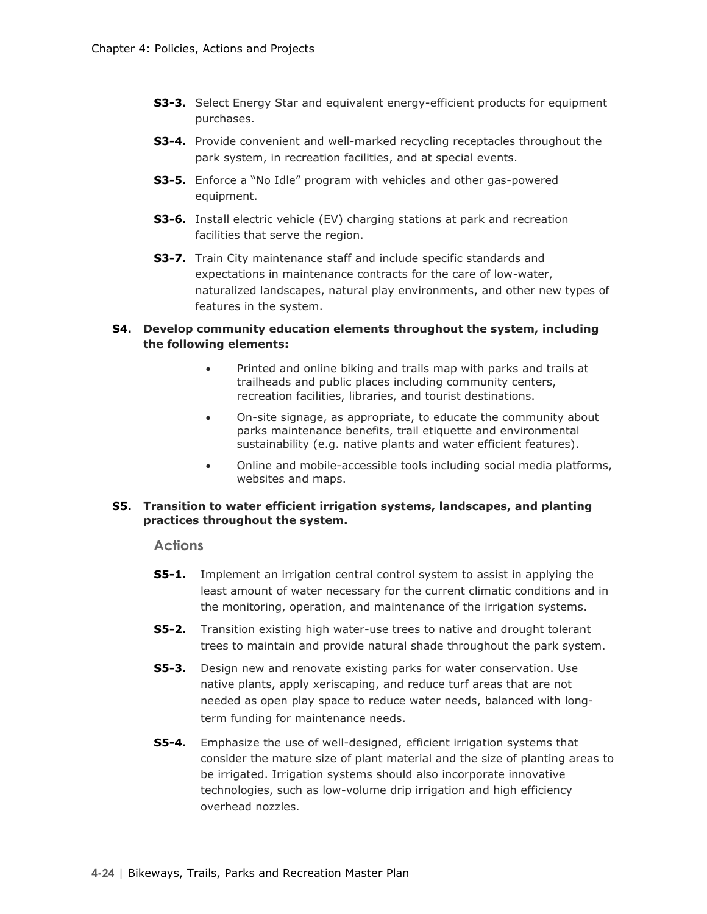**S3-3.** Select Energy Star and equivalent energy-efficient products for equipment purchases.

**S3-4.** Provide convenient and well-marked recycling receptacles throughout the park system, in recreation facilities, and at special events.

**S3-5.** Enforce a "No Idle" program with vehicles and other gas-powered equipment.

**S3-6.** Install electric vehicle (EV) charging stations at park and recreation facilities that serve the region.

**S3-7.** Train City maintenance staff and include specific standards and expectations in maintenance contracts for the care of low-water, naturalized landscapes, natural play environments, and other new types of features in the system.

**S4. Develop community education elements throughout the system, including the following elements:**

- Printed and online biking and trails map with parks and trails at trailheads and public places including community centers, recreation facilities, libraries, and tourist destinations.
- On-site signage, as appropriate, to educate the community about parks maintenance benefits, trail etiquette and environmental sustainability (e.g. native plants and water efficient features).
- Online and mobile-accessible tools including social media platforms, websites and maps.

**S5. Transition to water efficient irrigation systems, landscapes, and planting practices throughout the system.**

### Actions

**S5-1.** Implement an irrigation central control system to assist in applying the least amount of water necessary for the current climatic conditions and in the monitoring, operation, and maintenance of the irrigation systems.

**S5-2.** Transition existing high water-use trees to native and drought tolerant trees to maintain and provide natural shade throughout the park system.

**S5-3.** Design new and renovate existing parks for water conservation. Use native plants, apply xeriscaping, and reduce turf areas that are not needed as open play space to reduce water needs, balanced with long-term funding for maintenance needs.

**S5-4.** Emphasize the use of well-designed, efficient irrigation systems that consider the mature size of plant material and the size of planting areas to be irrigated. Irrigation systems should also incorporate innovative technologies, such as low-volume drip irrigation and high efficiency overhead nozzles.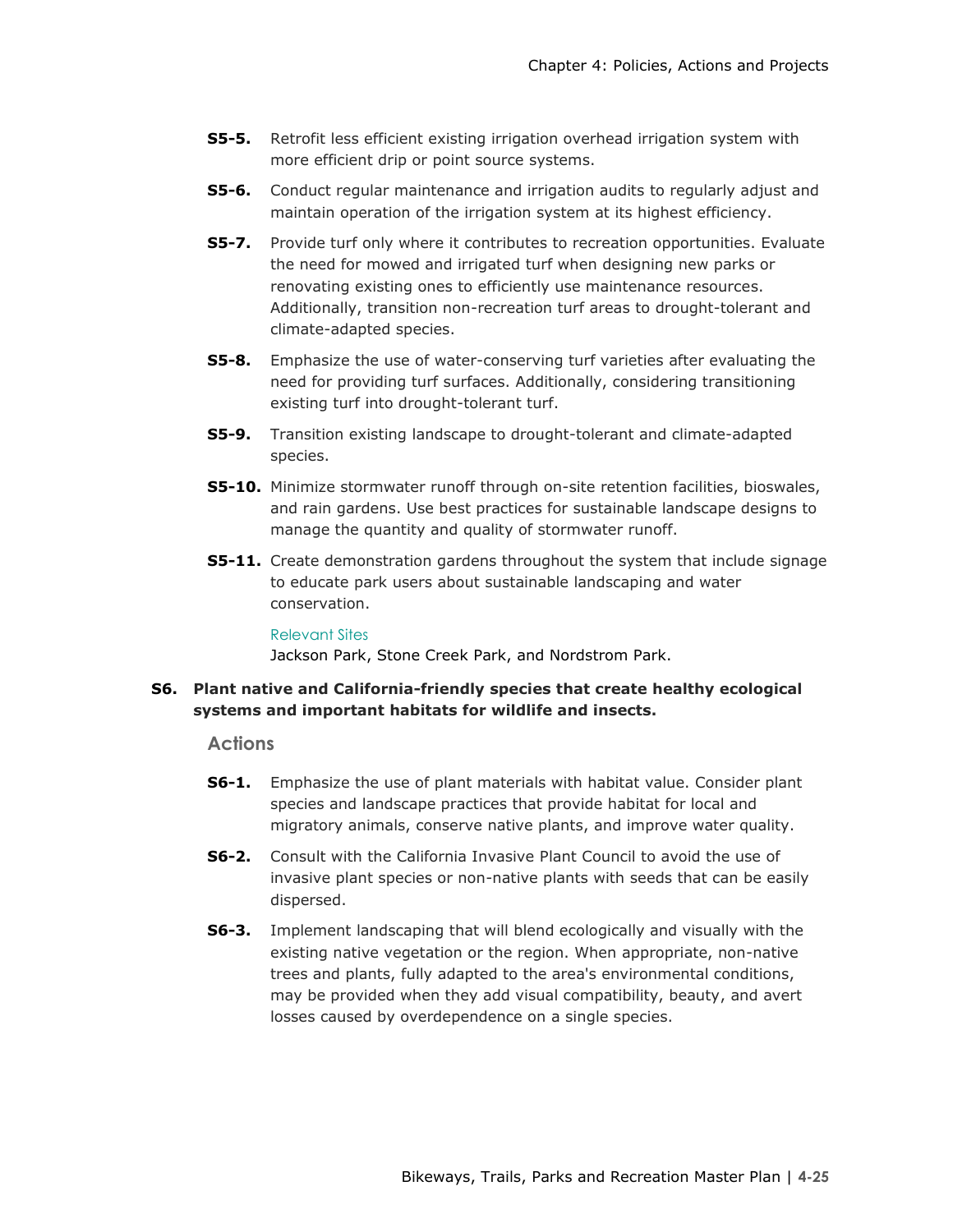- **S5-5.** Retrofit less efficient existing irrigation overhead irrigation system with more efficient drip or point source systems.
- **S5-6.** Conduct regular maintenance and irrigation audits to regularly adjust and maintain operation of the irrigation system at its highest efficiency.
- **S5-7.** Provide turf only where it contributes to recreation opportunities. Evaluate the need for mowed and irrigated turf when designing new parks or renovating existing ones to efficiently use maintenance resources. Additionally, transition non-recreation turf areas to drought-tolerant and climate-adapted species.
- **S5-8.** Emphasize the use of water-conserving turf varieties after evaluating the need for providing turf surfaces. Additionally, considering transitioning existing turf into drought-tolerant turf.
- **S5-9.** Transition existing landscape to drought-tolerant and climate-adapted species.
- **S5-10.** Minimize stormwater runoff through on-site retention facilities, bioswales, and rain gardens. Use best practices for sustainable landscape designs to manage the quantity and quality of stormwater runoff.
- **S5-11.** Create demonstration gardens throughout the system that include signage to educate park users about sustainable landscaping and water conservation.

  Relevant Sites

  Jackson Park, Stone Creek Park, and Nordstrom Park.

**S6. Plant native and California-friendly species that create healthy ecological systems and important habitats for wildlife and insects.**

### Actions

- **S6-1.** Emphasize the use of plant materials with habitat value. Consider plant species and landscape practices that provide habitat for local and migratory animals, conserve native plants, and improve water quality.
- **S6-2.** Consult with the California Invasive Plant Council to avoid the use of invasive plant species or non-native plants with seeds that can be easily dispersed.
- **S6-3.** Implement landscaping that will blend ecologically and visually with the existing native vegetation or the region. When appropriate, non-native trees and plants, fully adapted to the area's environmental conditions, may be provided when they add visual compatibility, beauty, and avert losses caused by overdependence on a single species.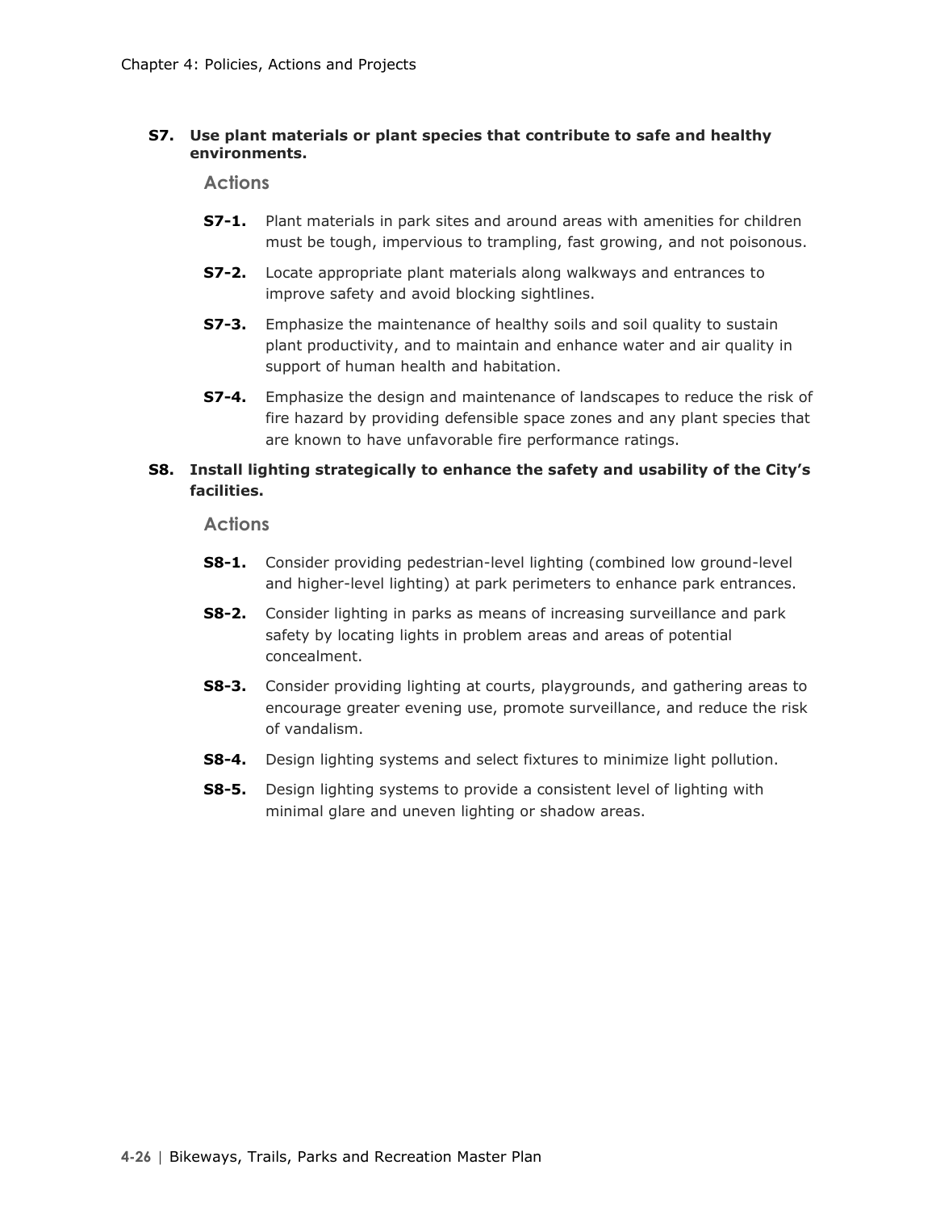**S7. Use plant materials or plant species that contribute to safe and healthy environments.**

### Actions

**S7-1.** Plant materials in park sites and around areas with amenities for children must be tough, impervious to trampling, fast growing, and not poisonous.

**S7-2.** Locate appropriate plant materials along walkways and entrances to improve safety and avoid blocking sightlines.

**S7-3.** Emphasize the maintenance of healthy soils and soil quality to sustain plant productivity, and to maintain and enhance water and air quality in support of human health and habitation.

**S7-4.** Emphasize the design and maintenance of landscapes to reduce the risk of fire hazard by providing defensible space zones and any plant species that are known to have unfavorable fire performance ratings.

**S8. Install lighting strategically to enhance the safety and usability of the City's facilities.**

### Actions

**S8-1.** Consider providing pedestrian-level lighting (combined low ground-level and higher-level lighting) at park perimeters to enhance park entrances.

**S8-2.** Consider lighting in parks as means of increasing surveillance and park safety by locating lights in problem areas and areas of potential concealment.

**S8-3.** Consider providing lighting at courts, playgrounds, and gathering areas to encourage greater evening use, promote surveillance, and reduce the risk of vandalism.

**S8-4.** Design lighting systems and select fixtures to minimize light pollution.

**S8-5.** Design lighting systems to provide a consistent level of lighting with minimal glare and uneven lighting or shadow areas.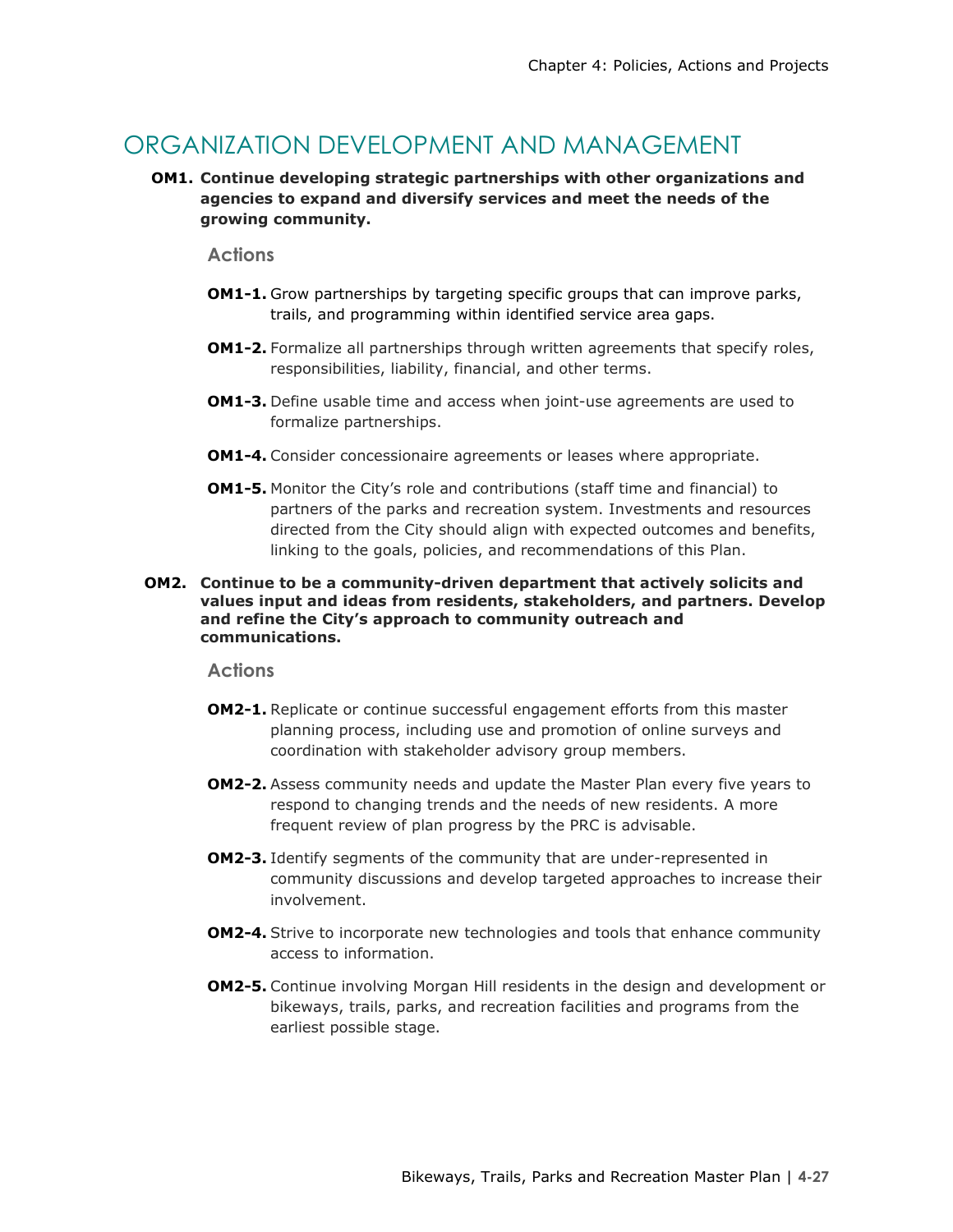## ORGANIZATION DEVELOPMENT AND MANAGEMENT

**OM1. Continue developing strategic partnerships with other organizations and agencies to expand and diversify services and meet the needs of the growing community.**

### Actions

**OM1-1.** Grow partnerships by targeting specific groups that can improve parks, trails, and programming within identified service area gaps.

**OM1-2.** Formalize all partnerships through written agreements that specify roles, responsibilities, liability, financial, and other terms.

**OM1-3.** Define usable time and access when joint-use agreements are used to formalize partnerships.

**OM1-4.** Consider concessionaire agreements or leases where appropriate.

**OM1-5.** Monitor the City's role and contributions (staff time and financial) to partners of the parks and recreation system. Investments and resources directed from the City should align with expected outcomes and benefits, linking to the goals, policies, and recommendations of this Plan.

**OM2. Continue to be a community-driven department that actively solicits and values input and ideas from residents, stakeholders, and partners. Develop and refine the City's approach to community outreach and communications.**

### Actions

**OM2-1.** Replicate or continue successful engagement efforts from this master planning process, including use and promotion of online surveys and coordination with stakeholder advisory group members.

**OM2-2.** Assess community needs and update the Master Plan every five years to respond to changing trends and the needs of new residents. A more frequent review of plan progress by the PRC is advisable.

**OM2-3.** Identify segments of the community that are under-represented in community discussions and develop targeted approaches to increase their involvement.

**OM2-4.** Strive to incorporate new technologies and tools that enhance community access to information.

**OM2-5.** Continue involving Morgan Hill residents in the design and development or bikeways, trails, parks, and recreation facilities and programs from the earliest possible stage.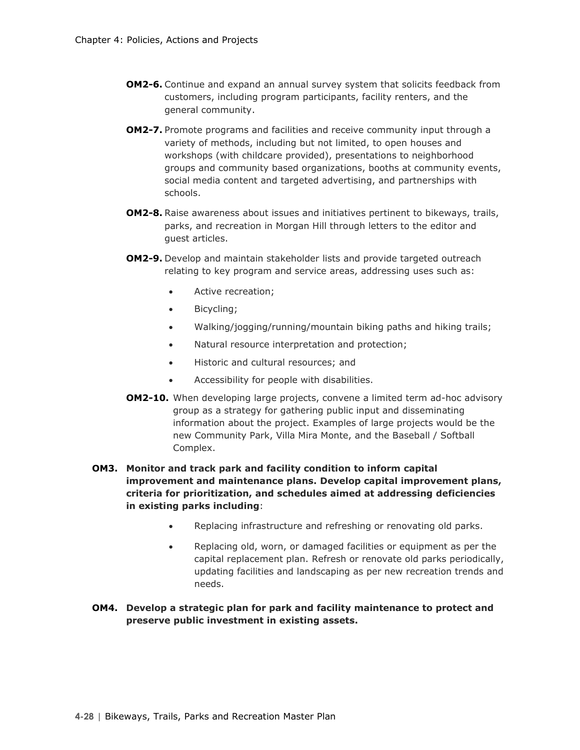**OM2-6.** Continue and expand an annual survey system that solicits feedback from customers, including program participants, facility renters, and the general community.

**OM2-7.** Promote programs and facilities and receive community input through a variety of methods, including but not limited, to open houses and workshops (with childcare provided), presentations to neighborhood groups and community based organizations, booths at community events, social media content and targeted advertising, and partnerships with schools.

**OM2-8.** Raise awareness about issues and initiatives pertinent to bikeways, trails, parks, and recreation in Morgan Hill through letters to the editor and guest articles.

**OM2-9.** Develop and maintain stakeholder lists and provide targeted outreach relating to key program and service areas, addressing uses such as:

- Active recreation;
- Bicycling;
- Walking/jogging/running/mountain biking paths and hiking trails;
- Natural resource interpretation and protection;
- Historic and cultural resources; and
- Accessibility for people with disabilities.

**OM2-10.** When developing large projects, convene a limited term ad-hoc advisory group as a strategy for gathering public input and disseminating information about the project. Examples of large projects would be the new Community Park, Villa Mira Monte, and the Baseball / Softball Complex.

**OM3. Monitor and track park and facility condition to inform capital improvement and maintenance plans. Develop capital improvement plans, criteria for prioritization, and schedules aimed at addressing deficiencies in existing parks including**:

- Replacing infrastructure and refreshing or renovating old parks.
- Replacing old, worn, or damaged facilities or equipment as per the capital replacement plan. Refresh or renovate old parks periodically, updating facilities and landscaping as per new recreation trends and needs.

**OM4. Develop a strategic plan for park and facility maintenance to protect and preserve public investment in existing assets.**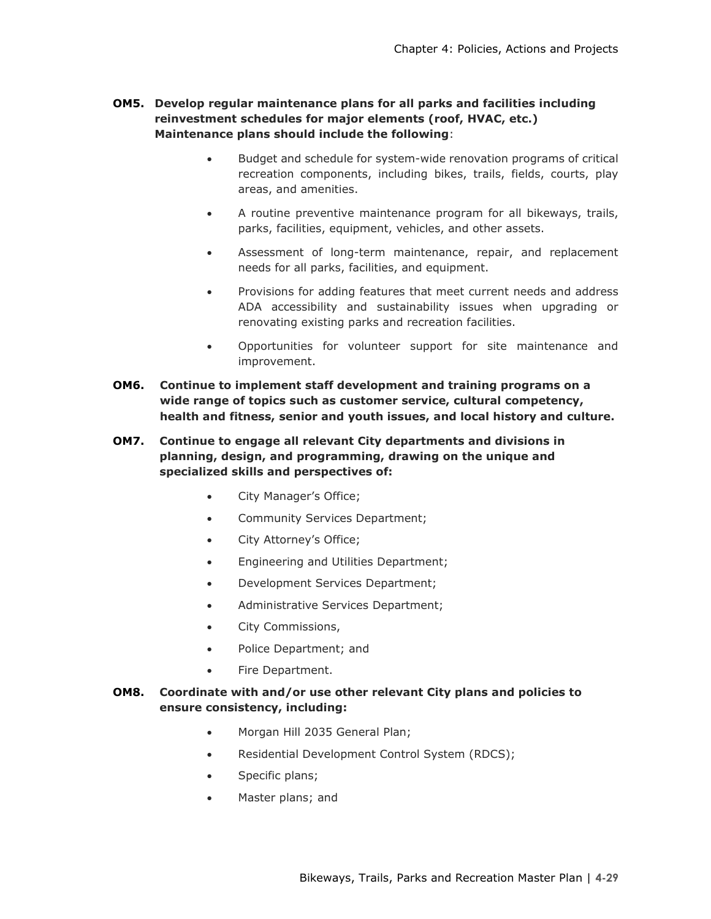**OM5. Develop regular maintenance plans for all parks and facilities including reinvestment schedules for major elements (roof, HVAC, etc.) Maintenance plans should include the following**:

- Budget and schedule for system-wide renovation programs of critical recreation components, including bikes, trails, fields, courts, play areas, and amenities.
- A routine preventive maintenance program for all bikeways, trails, parks, facilities, equipment, vehicles, and other assets.
- Assessment of long-term maintenance, repair, and replacement needs for all parks, facilities, and equipment.
- Provisions for adding features that meet current needs and address ADA accessibility and sustainability issues when upgrading or renovating existing parks and recreation facilities.
- Opportunities for volunteer support for site maintenance and improvement.

**OM6. Continue to implement staff development and training programs on a wide range of topics such as customer service, cultural competency, health and fitness, senior and youth issues, and local history and culture.**

**OM7. Continue to engage all relevant City departments and divisions in planning, design, and programming, drawing on the unique and specialized skills and perspectives of:**

- City Manager's Office;
- Community Services Department;
- City Attorney's Office;
- Engineering and Utilities Department;
- Development Services Department;
- Administrative Services Department;
- City Commissions,
- Police Department; and
- Fire Department.

**OM8. Coordinate with and/or use other relevant City plans and policies to ensure consistency, including:**

- Morgan Hill 2035 General Plan;
- Residential Development Control System (RDCS);
- Specific plans;
- Master plans; and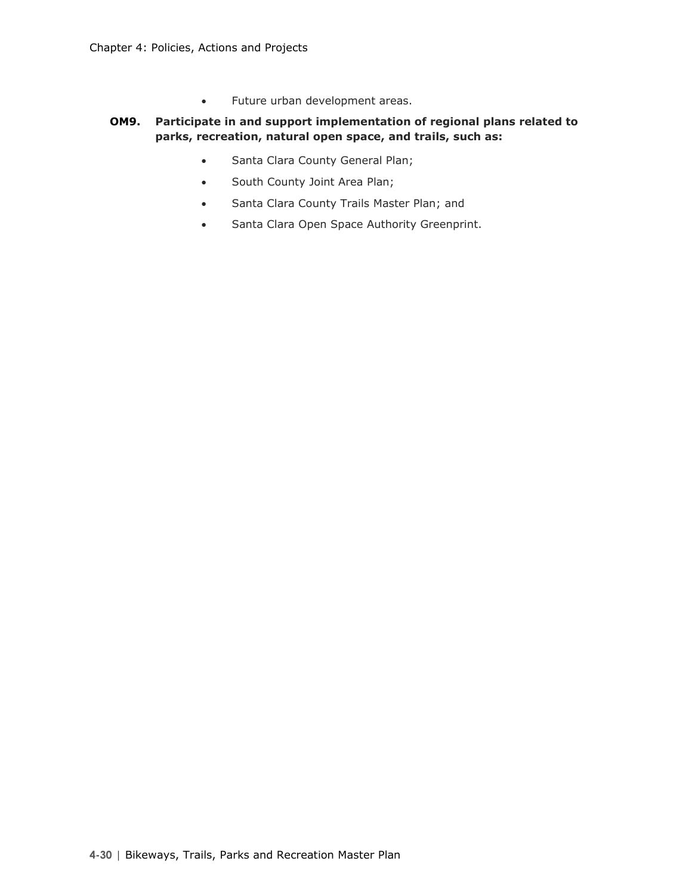- Future urban development areas.

**OM9. Participate in and support implementation of regional plans related to parks, recreation, natural open space, and trails, such as:**

- Santa Clara County General Plan;
- South County Joint Area Plan;
- Santa Clara County Trails Master Plan; and
- Santa Clara Open Space Authority Greenprint.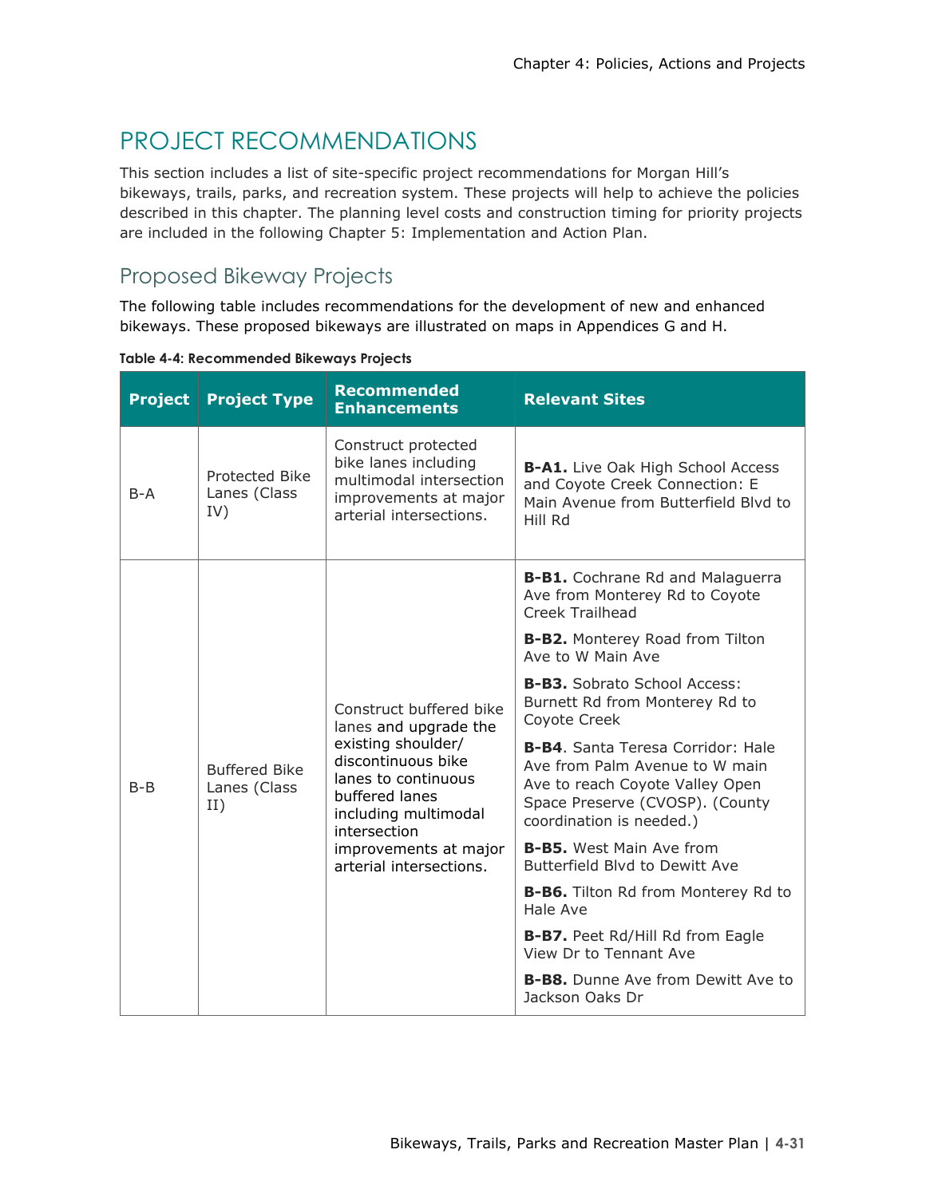## PROJECT RECOMMENDATIONS

This section includes a list of site-specific project recommendations for Morgan Hill's bikeways, trails, parks, and recreation system. These projects will help to achieve the policies described in this chapter. The planning level costs and construction timing for priority projects are included in the following Chapter 5: Implementation and Action Plan.

### Proposed Bikeway Projects

The following table includes recommendations for the development of new and enhanced bikeways. These proposed bikeways are illustrated on maps in Appendices G and H.

**Table 4-4: Recommended Bikeways Projects**

| Project | Project Type | Recommended Enhancements | Relevant Sites |
|---|---|---|---|
| B-A | Protected Bike Lanes (Class IV) | Construct protected bike lanes including multimodal intersection improvements at major arterial intersections. | **B-A1.** Live Oak High School Access and Coyote Creek Connection: E Main Avenue from Butterfield Blvd to Hill Rd |
| B-B | Buffered Bike Lanes (Class II) | Construct buffered bike lanes and upgrade the existing shoulder/ discontinuous bike lanes to continuous buffered lanes including multimodal intersection improvements at major arterial intersections. | **B-B1.** Cochrane Rd and Malaguerra Ave from Monterey Rd to Coyote Creek Trailhead<br>**B-B2.** Monterey Road from Tilton Ave to W Main Ave<br>**B-B3.** Sobrato School Access: Burnett Rd from Monterey Rd to Coyote Creek<br>**B-B4**. Santa Teresa Corridor: Hale Ave from Palm Avenue to W main Ave to reach Coyote Valley Open Space Preserve (CVOSP). (County coordination is needed.)<br>**B-B5.** West Main Ave from Butterfield Blvd to Dewitt Ave<br>**B-B6.** Tilton Rd from Monterey Rd to Hale Ave<br>**B-B7.** Peet Rd/Hill Rd from Eagle View Dr to Tennant Ave<br>**B-B8.** Dunne Ave from Dewitt Ave to Jackson Oaks Dr |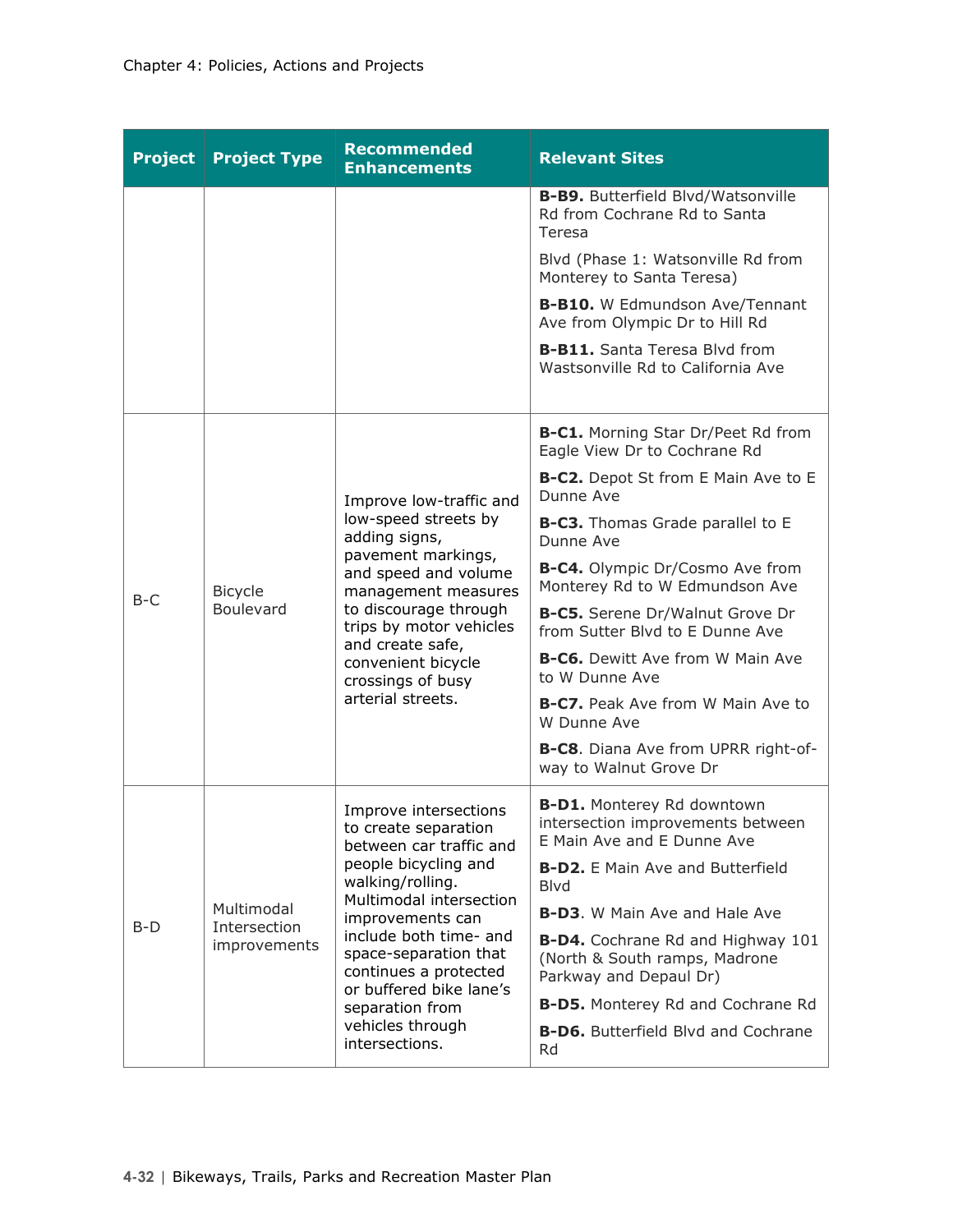| Project | Project Type | Recommended Enhancements | Relevant Sites |
|---|---|---|---|
| | | | **B-B9.** Butterfield Blvd/Watsonville Rd from Cochrane Rd to Santa Teresa<br><br>Blvd (Phase 1: Watsonville Rd from Monterey to Santa Teresa)<br><br>**B-B10.** W Edmundson Ave/Tennant Ave from Olympic Dr to Hill Rd<br><br>**B-B11.** Santa Teresa Blvd from Wastsonville Rd to California Ave |
| B-C | Bicycle Boulevard | Improve low-traffic and low-speed streets by adding signs, pavement markings, and speed and volume management measures to discourage through trips by motor vehicles and create safe, convenient bicycle crossings of busy arterial streets. | **B-C1.** Morning Star Dr/Peet Rd from Eagle View Dr to Cochrane Rd<br><br>**B-C2.** Depot St from E Main Ave to E Dunne Ave<br><br>**B-C3.** Thomas Grade parallel to E Dunne Ave<br><br>**B-C4.** Olympic Dr/Cosmo Ave from Monterey Rd to W Edmundson Ave<br><br>**B-C5.** Serene Dr/Walnut Grove Dr from Sutter Blvd to E Dunne Ave<br><br>**B-C6.** Dewitt Ave from W Main Ave to W Dunne Ave<br><br>**B-C7.** Peak Ave from W Main Ave to W Dunne Ave<br><br>**B-C8**. Diana Ave from UPRR right-of-way to Walnut Grove Dr |
| B-D | Multimodal Intersection improvements | Improve intersections to create separation between car traffic and people bicycling and walking/rolling. Multimodal intersection improvements can include both time- and space-separation that continues a protected or buffered bike lane's separation from vehicles through intersections. | **B-D1.** Monterey Rd downtown intersection improvements between E Main Ave and E Dunne Ave<br><br>**B-D2.** E Main Ave and Butterfield Blvd<br><br>**B-D3**. W Main Ave and Hale Ave<br><br>**B-D4.** Cochrane Rd and Highway 101 (North & South ramps, Madrone Parkway and Depaul Dr)<br><br>**B-D5.** Monterey Rd and Cochrane Rd<br><br>**B-D6.** Butterfield Blvd and Cochrane Rd |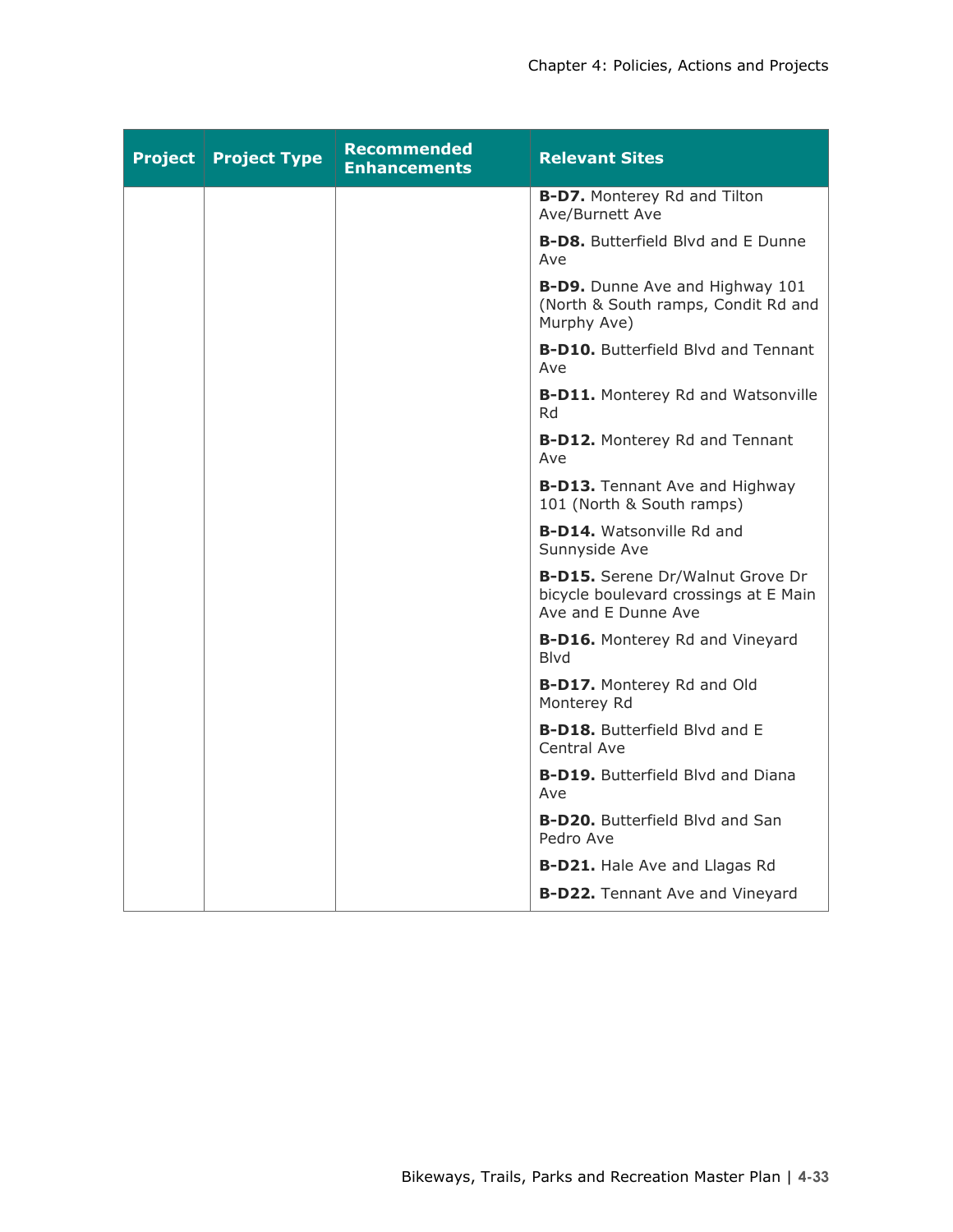| Project | Project Type | Recommended Enhancements | Relevant Sites |
|---|---|---|---|
| | | | **B-D7.** Monterey Rd and Tilton Ave/Burnett Ave |
| | | | **B-D8.** Butterfield Blvd and E Dunne Ave |
| | | | **B-D9.** Dunne Ave and Highway 101 (North & South ramps, Condit Rd and Murphy Ave) |
| | | | **B-D10.** Butterfield Blvd and Tennant Ave |
| | | | **B-D11.** Monterey Rd and Watsonville Rd |
| | | | **B-D12.** Monterey Rd and Tennant Ave |
| | | | **B-D13.** Tennant Ave and Highway 101 (North & South ramps) |
| | | | **B-D14.** Watsonville Rd and Sunnyside Ave |
| | | | **B-D15.** Serene Dr/Walnut Grove Dr bicycle boulevard crossings at E Main Ave and E Dunne Ave |
| | | | **B-D16.** Monterey Rd and Vineyard Blvd |
| | | | **B-D17.** Monterey Rd and Old Monterey Rd |
| | | | **B-D18.** Butterfield Blvd and E Central Ave |
| | | | **B-D19.** Butterfield Blvd and Diana Ave |
| | | | **B-D20.** Butterfield Blvd and San Pedro Ave |
| | | | **B-D21.** Hale Ave and Llagas Rd |
| | | | **B-D22.** Tennant Ave and Vineyard |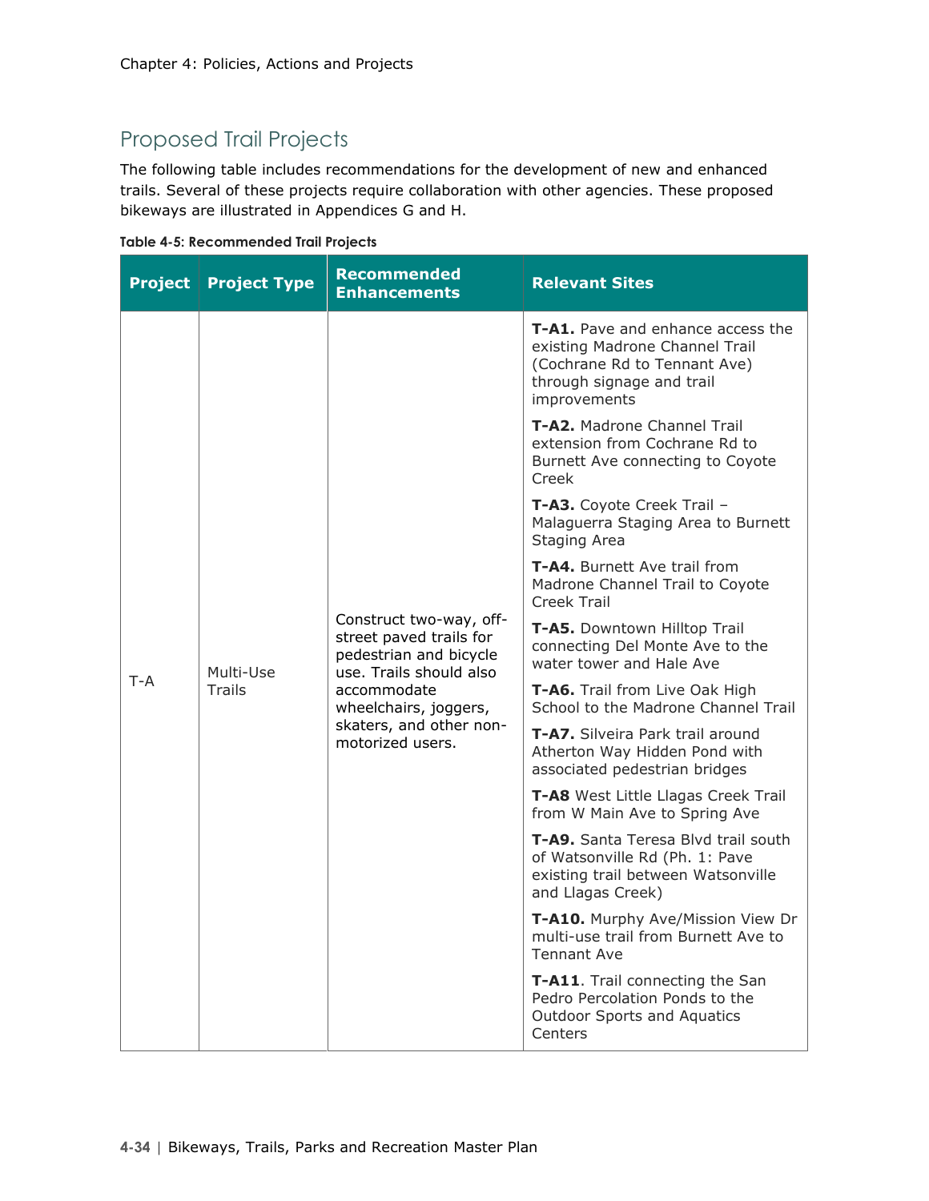## Proposed Trail Projects

The following table includes recommendations for the development of new and enhanced trails. Several of these projects require collaboration with other agencies. These proposed bikeways are illustrated in Appendices G and H.

**Table 4-5: Recommended Trail Projects**

| Project | Project Type | Recommended Enhancements | Relevant Sites |
|---|---|---|---|
| T-A | Multi-Use Trails | Construct two-way, off-street paved trails for pedestrian and bicycle use. Trails should also accommodate wheelchairs, joggers, skaters, and other non-motorized users. | **T-A1.** Pave and enhance access the existing Madrone Channel Trail (Cochrane Rd to Tennant Ave) through signage and trail improvements<br><br>**T-A2.** Madrone Channel Trail extension from Cochrane Rd to Burnett Ave connecting to Coyote Creek<br><br>**T-A3.** Coyote Creek Trail – Malaguerra Staging Area to Burnett Staging Area<br><br>**T-A4.** Burnett Ave trail from Madrone Channel Trail to Coyote Creek Trail<br><br>**T-A5.** Downtown Hilltop Trail connecting Del Monte Ave to the water tower and Hale Ave<br><br>**T-A6.** Trail from Live Oak High School to the Madrone Channel Trail<br><br>**T-A7.** Silveira Park trail around Atherton Way Hidden Pond with associated pedestrian bridges<br><br>**T-A8** West Little Llagas Creek Trail from W Main Ave to Spring Ave<br><br>**T-A9.** Santa Teresa Blvd trail south of Watsonville Rd (Ph. 1: Pave existing trail between Watsonville and Llagas Creek)<br><br>**T-A10.** Murphy Ave/Mission View Dr multi-use trail from Burnett Ave to Tennant Ave<br><br>**T-A11**. Trail connecting the San Pedro Percolation Ponds to the Outdoor Sports and Aquatics Centers |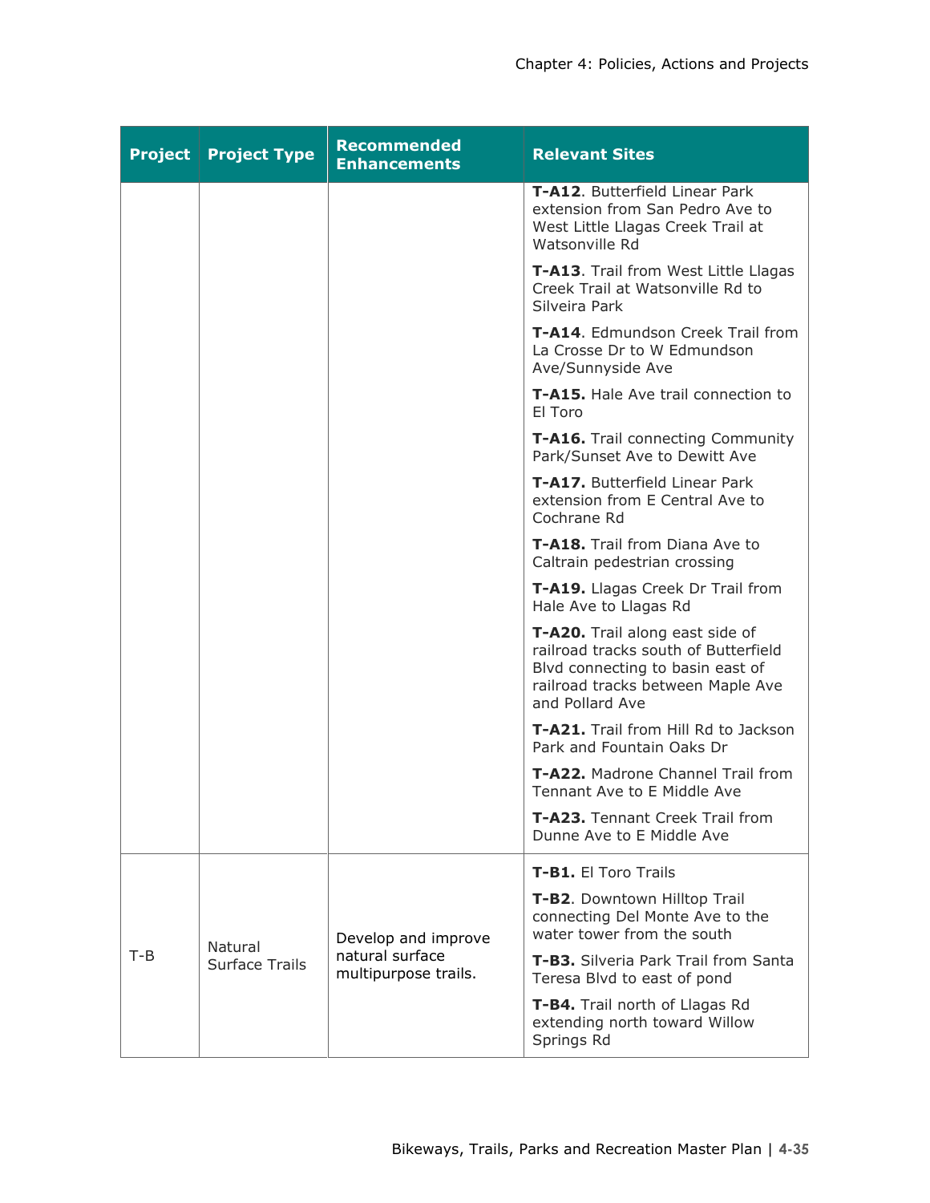| Project | Project Type | Recommended Enhancements | Relevant Sites |
|---|---|---|---|
| | | | **T-A12**. Butterfield Linear Park extension from San Pedro Ave to West Little Llagas Creek Trail at Watsonville Rd |
| | | | **T-A13**. Trail from West Little Llagas Creek Trail at Watsonville Rd to Silveira Park |
| | | | **T-A14**. Edmundson Creek Trail from La Crosse Dr to W Edmundson Ave/Sunnyside Ave |
| | | | **T-A15.** Hale Ave trail connection to El Toro |
| | | | **T-A16.** Trail connecting Community Park/Sunset Ave to Dewitt Ave |
| | | | **T-A17.** Butterfield Linear Park extension from E Central Ave to Cochrane Rd |
| | | | **T-A18.** Trail from Diana Ave to Caltrain pedestrian crossing |
| | | | **T-A19.** Llagas Creek Dr Trail from Hale Ave to Llagas Rd |
| | | | **T-A20.** Trail along east side of railroad tracks south of Butterfield Blvd connecting to basin east of railroad tracks between Maple Ave and Pollard Ave |
| | | | **T-A21.** Trail from Hill Rd to Jackson Park and Fountain Oaks Dr |
| | | | **T-A22.** Madrone Channel Trail from Tennant Ave to E Middle Ave |
| | | | **T-A23.** Tennant Creek Trail from Dunne Ave to E Middle Ave |
| T-B | Natural Surface Trails | Develop and improve natural surface multipurpose trails. | **T-B1.** El Toro Trails |
| | | | **T-B2**. Downtown Hilltop Trail connecting Del Monte Ave to the water tower from the south |
| | | | **T-B3.** Silveria Park Trail from Santa Teresa Blvd to east of pond |
| | | | **T-B4.** Trail north of Llagas Rd extending north toward Willow Springs Rd |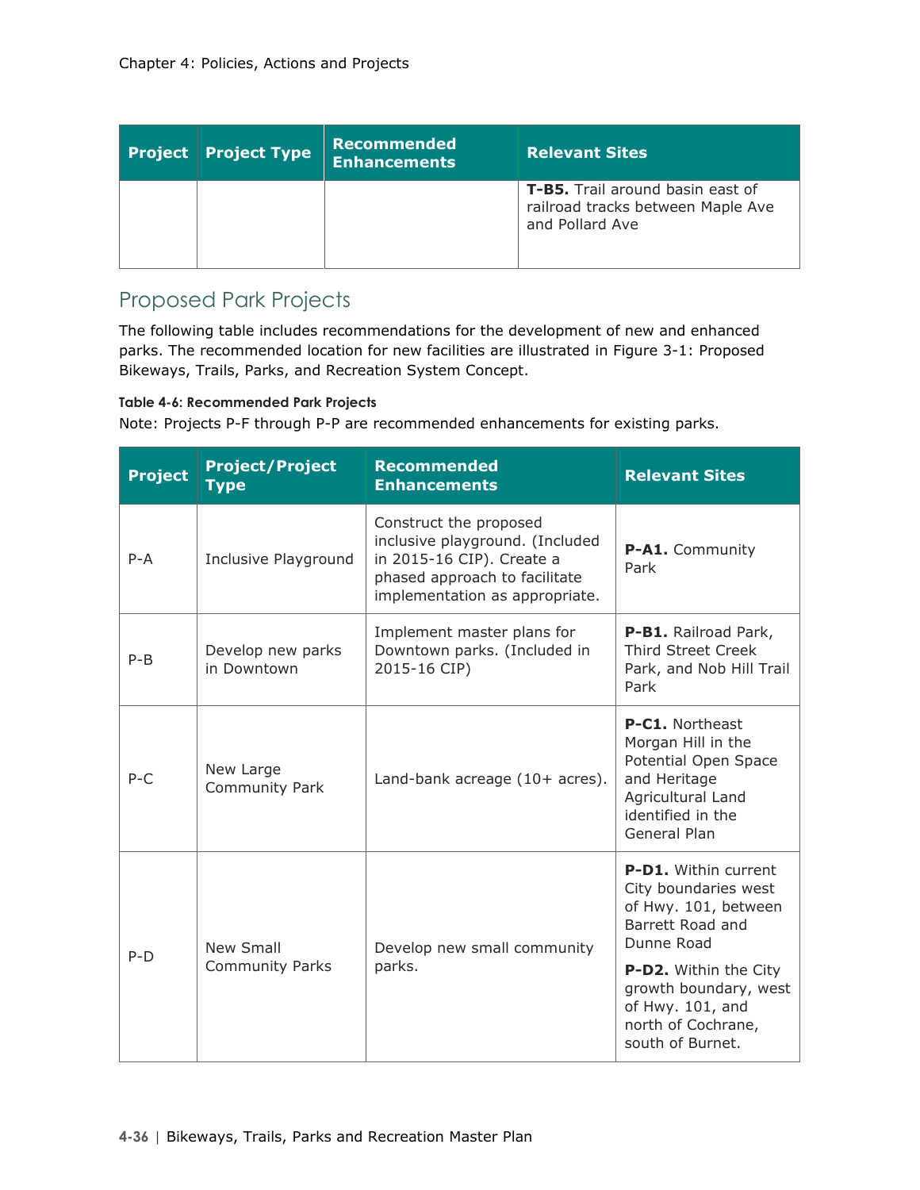| Project | Project Type | Recommended Enhancements | Relevant Sites |
|---|---|---|---|
| | | | **T-B5.** Trail around basin east of railroad tracks between Maple Ave and Pollard Ave |

## Proposed Park Projects

The following table includes recommendations for the development of new and enhanced parks. The recommended location for new facilities are illustrated in Figure 3-1: Proposed Bikeways, Trails, Parks, and Recreation System Concept.

**Table 4-6: Recommended Park Projects**

Note: Projects P-F through P-P are recommended enhancements for existing parks.

| Project | Project/Project Type | Recommended Enhancements | Relevant Sites |
|---|---|---|---|
| P-A | Inclusive Playground | Construct the proposed inclusive playground. (Included in 2015-16 CIP). Create a phased approach to facilitate implementation as appropriate. | **P-A1.** Community Park |
| P-B | Develop new parks in Downtown | Implement master plans for Downtown parks. (Included in 2015-16 CIP) | **P-B1.** Railroad Park, Third Street Creek Park, and Nob Hill Trail Park |
| P-C | New Large Community Park | Land-bank acreage (10+ acres). | **P-C1.** Northeast Morgan Hill in the Potential Open Space and Heritage Agricultural Land identified in the General Plan |
| P-D | New Small Community Parks | Develop new small community parks. | **P-D1.** Within current City boundaries west of Hwy. 101, between Barrett Road and Dunne Road<br><br>**P-D2.** Within the City growth boundary, west of Hwy. 101, and north of Cochrane, south of Burnet. |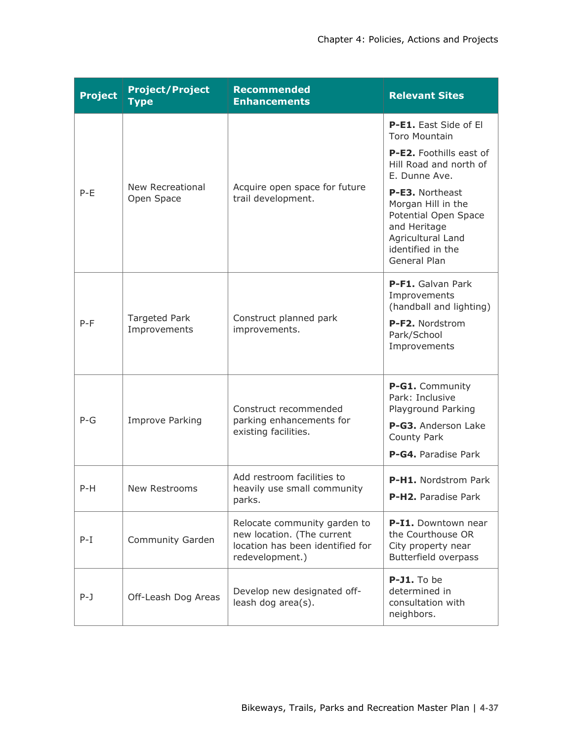| Project | Project/Project Type | Recommended Enhancements | Relevant Sites |
|---|---|---|---|
| P-E | New Recreational Open Space | Acquire open space for future trail development. | **P-E1.** East Side of El Toro Mountain<br>**P-E2.** Foothills east of Hill Road and north of E. Dunne Ave.<br>**P-E3.** Northeast Morgan Hill in the Potential Open Space and Heritage Agricultural Land identified in the General Plan |
| P-F | Targeted Park Improvements | Construct planned park improvements. | **P-F1.** Galvan Park Improvements (handball and lighting)<br>**P-F2.** Nordstrom Park/School Improvements |
| P-G | Improve Parking | Construct recommended parking enhancements for existing facilities. | **P-G1.** Community Park: Inclusive Playground Parking<br>**P-G3.** Anderson Lake County Park<br>**P-G4.** Paradise Park |
| P-H | New Restrooms | Add restroom facilities to heavily use small community parks. | **P-H1.** Nordstrom Park<br>**P-H2.** Paradise Park |
| P-I | Community Garden | Relocate community garden to new location. (The current location has been identified for redevelopment.) | **P-I1.** Downtown near the Courthouse OR City property near Butterfield overpass |
| P-J | Off-Leash Dog Areas | Develop new designated off-leash dog area(s). | **P-J1.** To be determined in consultation with neighbors. |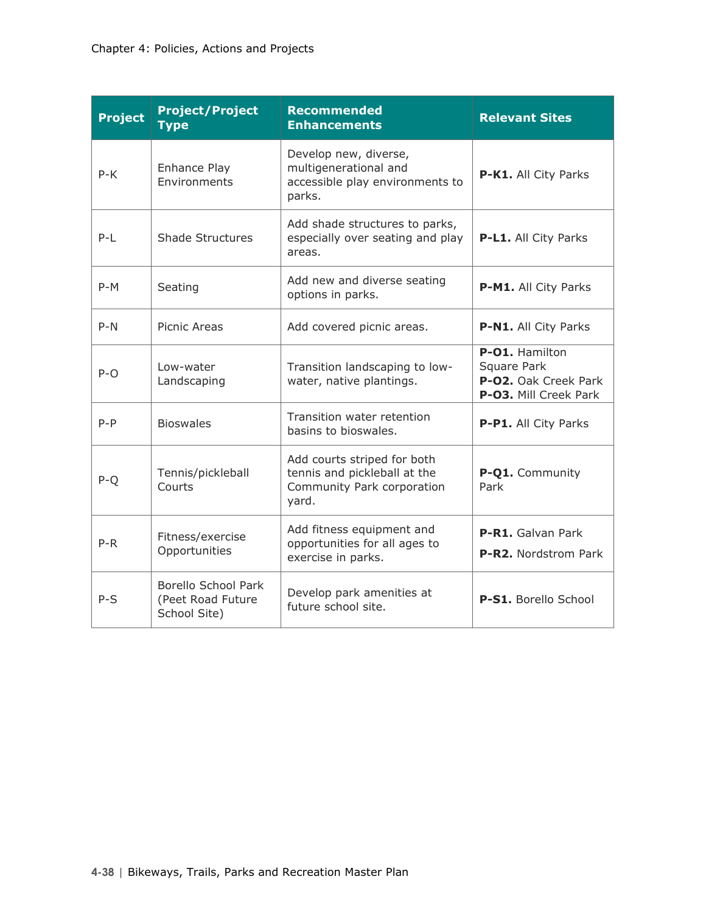| Project | Project/Project Type | Recommended Enhancements | Relevant Sites |
|---|---|---|---|
| P-K | Enhance Play Environments | Develop new, diverse, multigenerational and accessible play environments to parks. | **P-K1.** All City Parks |
| P-L | Shade Structures | Add shade structures to parks, especially over seating and play areas. | **P-L1.** All City Parks |
| P-M | Seating | Add new and diverse seating options in parks. | **P-M1.** All City Parks |
| P-N | Picnic Areas | Add covered picnic areas. | **P-N1.** All City Parks |
| P-O | Low-water Landscaping | Transition landscaping to low-water, native plantings. | **P-O1.** Hamilton Square Park<br>**P-O2.** Oak Creek Park<br>**P-O3.** Mill Creek Park |
| P-P | Bioswales | Transition water retention basins to bioswales. | **P-P1.** All City Parks |
| P-Q | Tennis/pickleball Courts | Add courts striped for both tennis and pickleball at the Community Park corporation yard. | **P-Q1.** Community Park |
| P-R | Fitness/exercise Opportunities | Add fitness equipment and opportunities for all ages to exercise in parks. | **P-R1.** Galvan Park<br>**P-R2.** Nordstrom Park |
| P-S | Borello School Park (Peet Road Future School Site) | Develop park amenities at future school site. | **P-S1.** Borello School |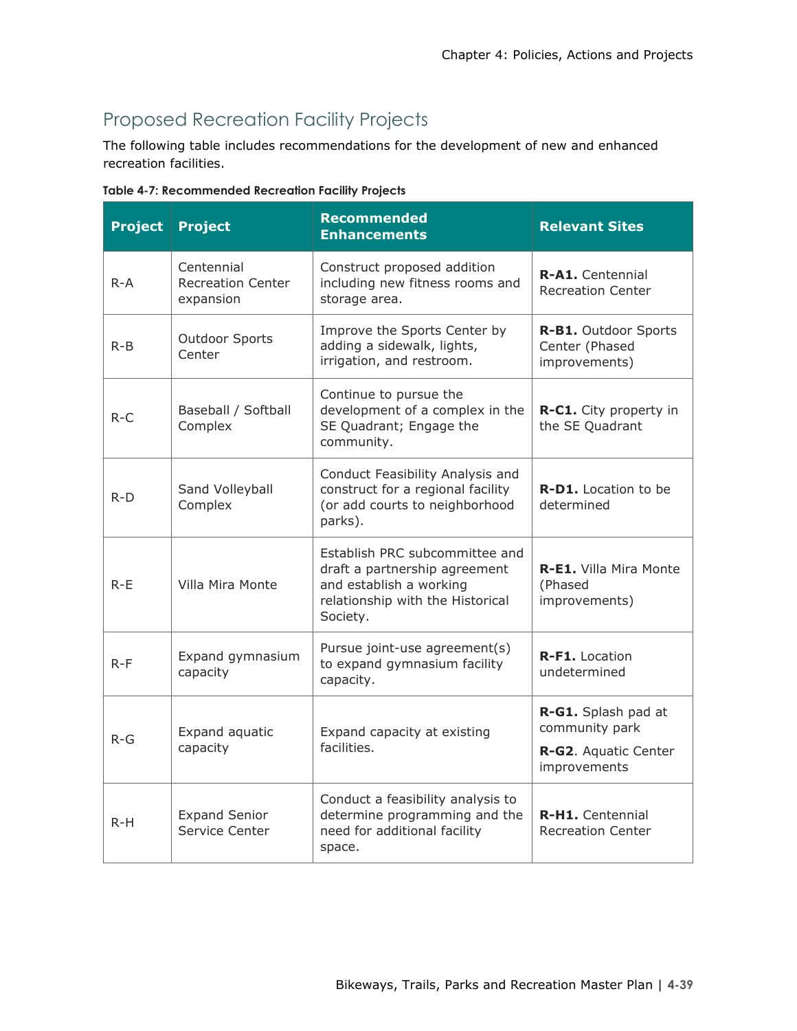## Proposed Recreation Facility Projects

The following table includes recommendations for the development of new and enhanced recreation facilities.

**Table 4-7: Recommended Recreation Facility Projects**

| Project | Project | Recommended Enhancements | Relevant Sites |
|---|---|---|---|
| R-A | Centennial Recreation Center expansion | Construct proposed addition including new fitness rooms and storage area. | **R-A1.** Centennial Recreation Center |
| R-B | Outdoor Sports Center | Improve the Sports Center by adding a sidewalk, lights, irrigation, and restroom. | **R-B1.** Outdoor Sports Center (Phased improvements) |
| R-C | Baseball / Softball Complex | Continue to pursue the development of a complex in the SE Quadrant; Engage the community. | **R-C1.** City property in the SE Quadrant |
| R-D | Sand Volleyball Complex | Conduct Feasibility Analysis and construct for a regional facility (or add courts to neighborhood parks). | **R-D1.** Location to be determined |
| R-E | Villa Mira Monte | Establish PRC subcommittee and draft a partnership agreement and establish a working relationship with the Historical Society. | **R-E1.** Villa Mira Monte (Phased improvements) |
| R-F | Expand gymnasium capacity | Pursue joint-use agreement(s) to expand gymnasium facility capacity. | **R-F1.** Location undetermined |
| R-G | Expand aquatic capacity | Expand capacity at existing facilities. | **R-G1.** Splash pad at community park<br>**R-G2**. Aquatic Center improvements |
| R-H | Expand Senior Service Center | Conduct a feasibility analysis to determine programming and the need for additional facility space. | **R-H1.** Centennial Recreation Center |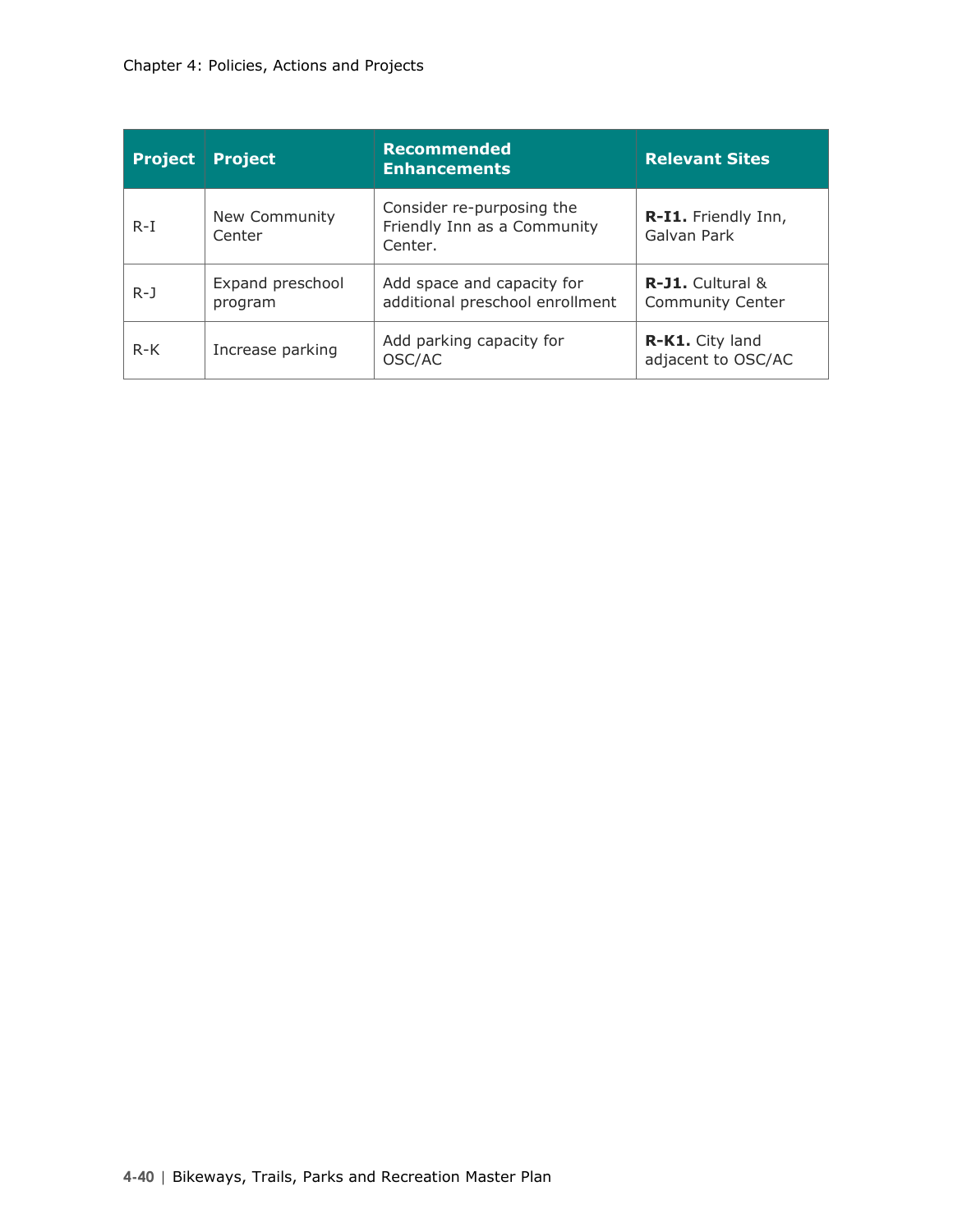| Project | Project | Recommended Enhancements | Relevant Sites |
|---|---|---|---|
| R-I | New Community Center | Consider re-purposing the Friendly Inn as a Community Center. | **R-I1.** Friendly Inn, Galvan Park |
| R-J | Expand preschool program | Add space and capacity for additional preschool enrollment | **R-J1.** Cultural & Community Center |
| R-K | Increase parking | Add parking capacity for OSC/AC | **R-K1.** City land adjacent to OSC/AC |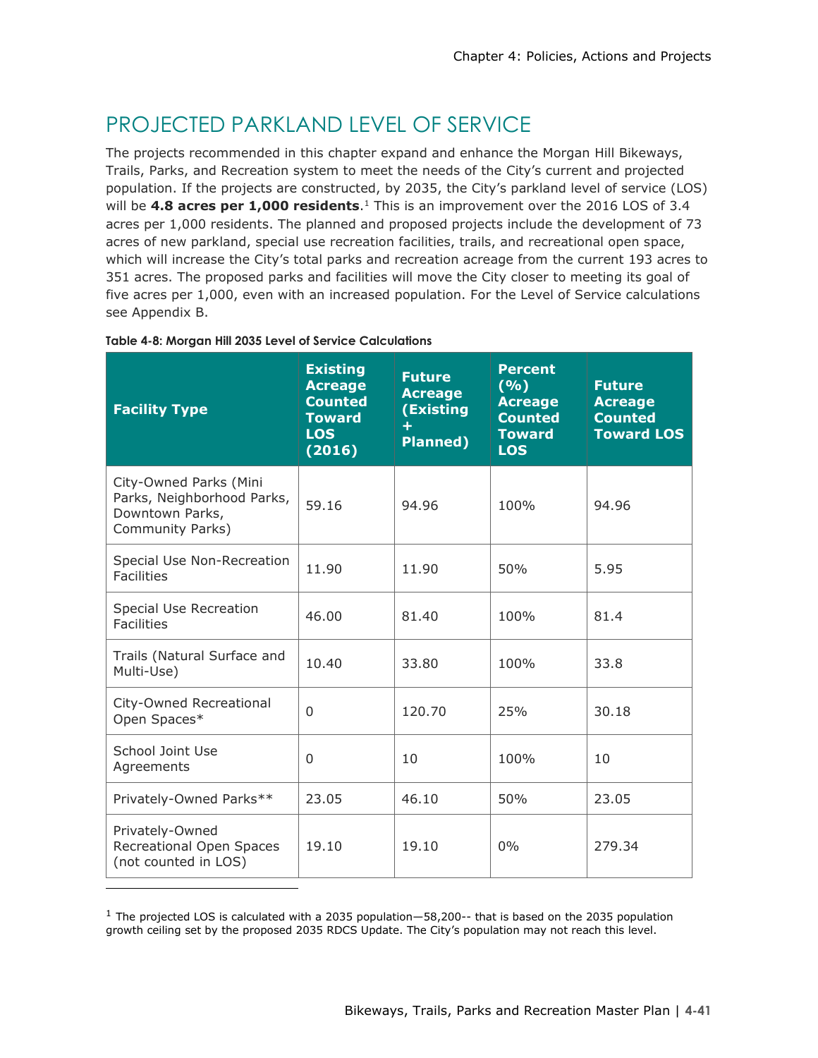## PROJECTED PARKLAND LEVEL OF SERVICE

The projects recommended in this chapter expand and enhance the Morgan Hill Bikeways, Trails, Parks, and Recreation system to meet the needs of the City's current and projected population. If the projects are constructed, by 2035, the City's parkland level of service (LOS) will be **4.8 acres per 1,000 residents**.[1] This is an improvement over the 2016 LOS of 3.4 acres per 1,000 residents. The planned and proposed projects include the development of 73 acres of new parkland, special use recreation facilities, trails, and recreational open space, which will increase the City's total parks and recreation acreage from the current 193 acres to 351 acres. The proposed parks and facilities will move the City closer to meeting its goal of five acres per 1,000, even with an increased population. For the Level of Service calculations see Appendix B.

**Table 4-8: Morgan Hill 2035 Level of Service Calculations**

| Facility Type | Existing Acreage Counted Toward LOS (2016) | Future Acreage (Existing + Planned) | Percent (%) Acreage Counted Toward LOS | Future Acreage Counted Toward LOS |
|---|---|---|---|---|
| City-Owned Parks (Mini Parks, Neighborhood Parks, Downtown Parks, Community Parks) | 59.16 | 94.96 | 100% | 94.96 |
| Special Use Non-Recreation Facilities | 11.90 | 11.90 | 50% | 5.95 |
| Special Use Recreation Facilities | 46.00 | 81.40 | 100% | 81.4 |
| Trails (Natural Surface and Multi-Use) | 10.40 | 33.80 | 100% | 33.8 |
| City-Owned Recreational Open Spaces* | 0 | 120.70 | 25% | 30.18 |
| School Joint Use Agreements | 0 | 10 | 100% | 10 |
| Privately-Owned Parks** | 23.05 | 46.10 | 50% | 23.05 |
| Privately-Owned Recreational Open Spaces (not counted in LOS) | 19.10 | 19.10 | 0% | 279.34 |

[1] The projected LOS is calculated with a 2035 population—58,200-- that is based on the 2035 population growth ceiling set by the proposed 2035 RDCS Update. The City's population may not reach this level.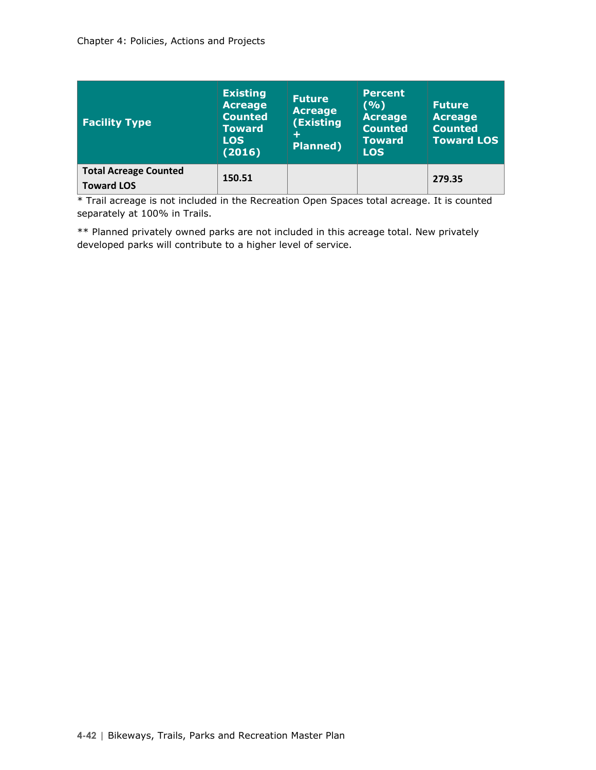| Facility Type | Existing Acreage Counted Toward LOS (2016) | Future Acreage (Existing + Planned) | Percent (%) Acreage Counted Toward LOS | Future Acreage Counted Toward LOS |
| --- | --- | --- | --- | --- |
| **Total Acreage Counted Toward LOS** | **150.51** | | | **279.35** |

* Trail acreage is not included in the Recreation Open Spaces total acreage. It is counted separately at 100% in Trails.

** Planned privately owned parks are not included in this acreage total. New privately developed parks will contribute to a higher level of service.